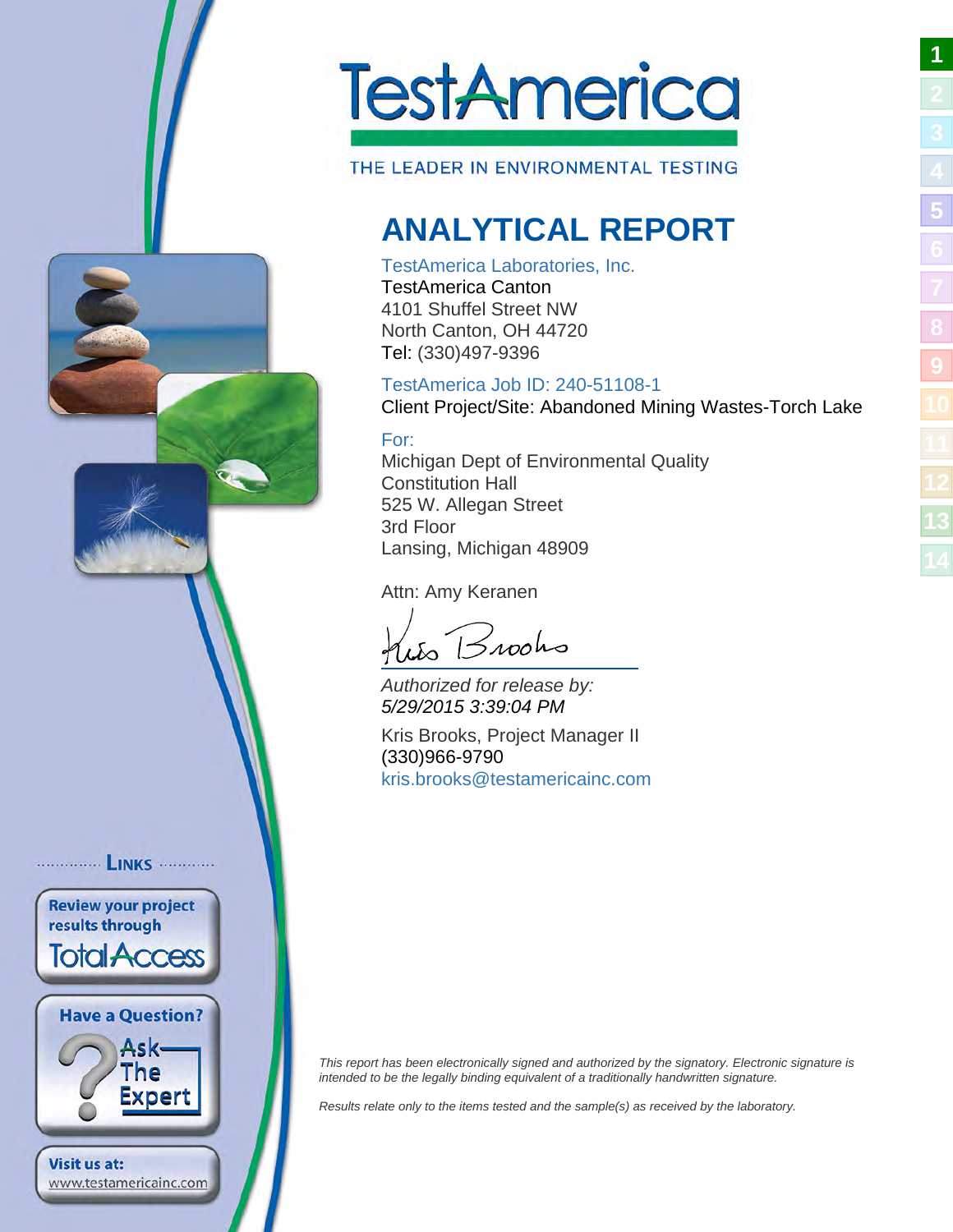# TestAmerica

THE LEADER IN ENVIRONMENTAL TESTING

## ANALYTICAL REPORT

TestAmerica Laboratories, Inc.
TestAmerica Canton
4101 Shuffel Street NW
North Canton, OH 44720
Tel: (330)497-9396

TestAmerica Job ID: 240-51108-1
Client Project/Site: Abandoned Mining Wastes-Torch Lake

For:
Michigan Dept of Environmental Quality
Constitution Hall
525 W. Allegan Street
3rd Floor
Lansing, Michigan 48909

Attn: Amy Keranen

*Authorized for release by:*
*5/29/2015 3:39:04 PM*

Kris Brooks, Project Manager II
(330)966-9790
kris.brooks@testamericainc.com

LINKS

Review your project results through TotalAccess

Have a Question? Ask The Expert

Visit us at: www.testamericainc.com

*This report has been electronically signed and authorized by the signatory. Electronic signature is intended to be the legally binding equivalent of a traditionally handwritten signature.*

*Results relate only to the items tested and the sample(s) as received by the laboratory.*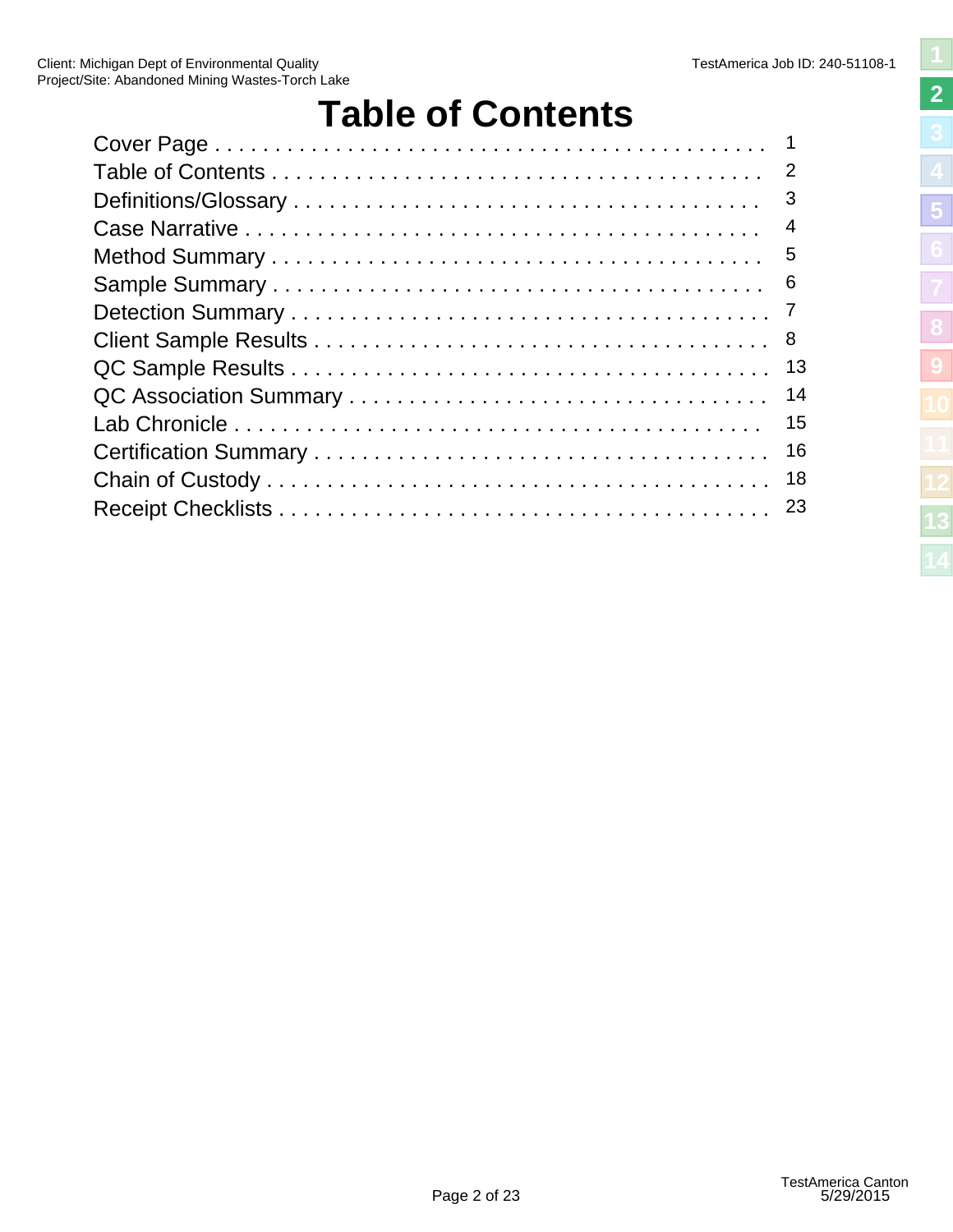# Table of Contents

| | |
|---|---|
| Cover Page | 1 |
| Table of Contents | 2 |
| Definitions/Glossary | 3 |
| Case Narrative | 4 |
| Method Summary | 5 |
| Sample Summary | 6 |
| Detection Summary | 7 |
| Client Sample Results | 8 |
| QC Sample Results | 13 |
| QC Association Summary | 14 |
| Lab Chronicle | 15 |
| Certification Summary | 16 |
| Chain of Custody | 18 |
| Receipt Checklists | 23 |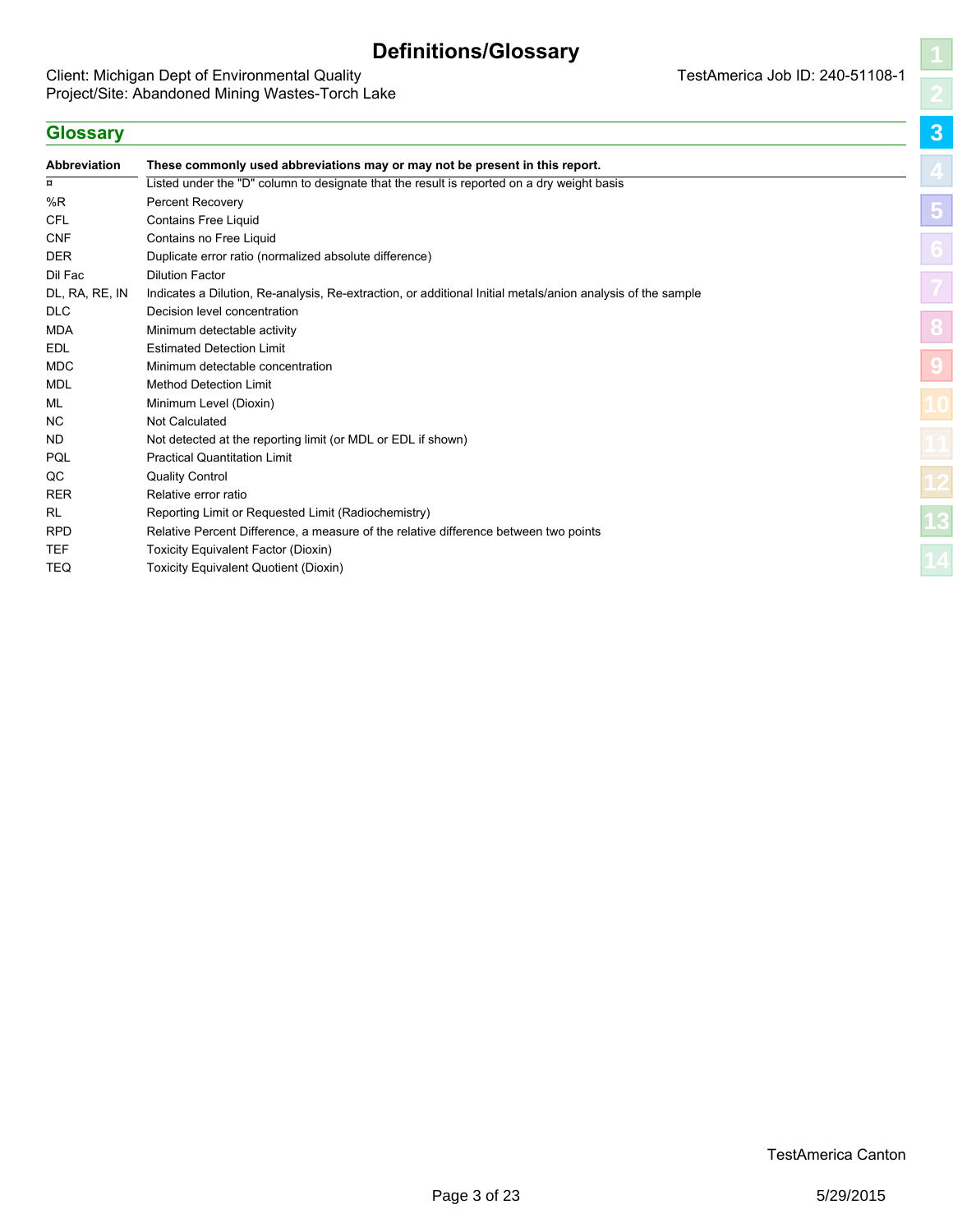# Definitions/Glossary

Client: Michigan Dept of Environmental Quality
Project/Site: Abandoned Mining Wastes-Torch Lake

TestAmerica Job ID: 240-51108-1

## Glossary

| Abbreviation | These commonly used abbreviations may or may not be present in this report. |
|---|---|
| ¤ | Listed under the "D" column to designate that the result is reported on a dry weight basis |
| %R | Percent Recovery |
| CFL | Contains Free Liquid |
| CNF | Contains no Free Liquid |
| DER | Duplicate error ratio (normalized absolute difference) |
| Dil Fac | Dilution Factor |
| DL, RA, RE, IN | Indicates a Dilution, Re-analysis, Re-extraction, or additional Initial metals/anion analysis of the sample |
| DLC | Decision level concentration |
| MDA | Minimum detectable activity |
| EDL | Estimated Detection Limit |
| MDC | Minimum detectable concentration |
| MDL | Method Detection Limit |
| ML | Minimum Level (Dioxin) |
| NC | Not Calculated |
| ND | Not detected at the reporting limit (or MDL or EDL if shown) |
| PQL | Practical Quantitation Limit |
| QC | Quality Control |
| RER | Relative error ratio |
| RL | Reporting Limit or Requested Limit (Radiochemistry) |
| RPD | Relative Percent Difference, a measure of the relative difference between two points |
| TEF | Toxicity Equivalent Factor (Dioxin) |
| TEQ | Toxicity Equivalent Quotient (Dioxin) |

TestAmerica Canton

5/29/2015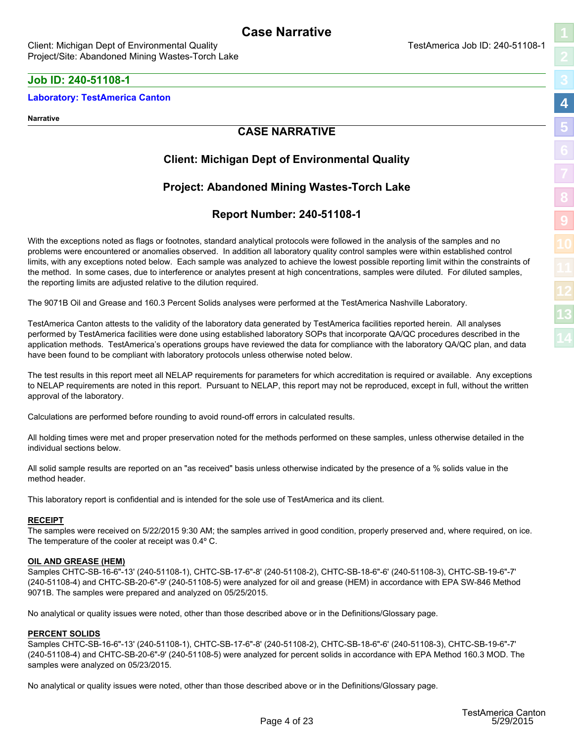# Case Narrative

Client: Michigan Dept of Environmental Quality
Project/Site: Abandoned Mining Wastes-Torch Lake

TestAmerica Job ID: 240-51108-1

## Job ID: 240-51108-1

### Laboratory: TestAmerica Canton

**Narrative**

## CASE NARRATIVE

### Client: Michigan Dept of Environmental Quality

### Project: Abandoned Mining Wastes-Torch Lake

### Report Number: 240-51108-1

With the exceptions noted as flags or footnotes, standard analytical protocols were followed in the analysis of the samples and no problems were encountered or anomalies observed. In addition all laboratory quality control samples were within established control limits, with any exceptions noted below. Each sample was analyzed to achieve the lowest possible reporting limit within the constraints of the method. In some cases, due to interference or analytes present at high concentrations, samples were diluted. For diluted samples, the reporting limits are adjusted relative to the dilution required.

The 9071B Oil and Grease and 160.3 Percent Solids analyses were performed at the TestAmerica Nashville Laboratory.

TestAmerica Canton attests to the validity of the laboratory data generated by TestAmerica facilities reported herein. All analyses performed by TestAmerica facilities were done using established laboratory SOPs that incorporate QA/QC procedures described in the application methods. TestAmerica's operations groups have reviewed the data for compliance with the laboratory QA/QC plan, and data have been found to be compliant with laboratory protocols unless otherwise noted below.

The test results in this report meet all NELAP requirements for parameters for which accreditation is required or available. Any exceptions to NELAP requirements are noted in this report. Pursuant to NELAP, this report may not be reproduced, except in full, without the written approval of the laboratory.

Calculations are performed before rounding to avoid round-off errors in calculated results.

All holding times were met and proper preservation noted for the methods performed on these samples, unless otherwise detailed in the individual sections below.

All solid sample results are reported on an "as received" basis unless otherwise indicated by the presence of a % solids value in the method header.

This laboratory report is confidential and is intended for the sole use of TestAmerica and its client.

**RECEIPT**
The samples were received on 5/22/2015 9:30 AM; the samples arrived in good condition, properly preserved and, where required, on ice. The temperature of the cooler at receipt was 0.4º C.

**OIL AND GREASE (HEM)**
Samples CHTC-SB-16-6"-13' (240-51108-1), CHTC-SB-17-6"-8' (240-51108-2), CHTC-SB-18-6"-6' (240-51108-3), CHTC-SB-19-6"-7' (240-51108-4) and CHTC-SB-20-6"-9' (240-51108-5) were analyzed for oil and grease (HEM) in accordance with EPA SW-846 Method 9071B. The samples were prepared and analyzed on 05/25/2015.

No analytical or quality issues were noted, other than those described above or in the Definitions/Glossary page.

**PERCENT SOLIDS**
Samples CHTC-SB-16-6"-13' (240-51108-1), CHTC-SB-17-6"-8' (240-51108-2), CHTC-SB-18-6"-6' (240-51108-3), CHTC-SB-19-6"-7' (240-51108-4) and CHTC-SB-20-6"-9' (240-51108-5) were analyzed for percent solids in accordance with EPA Method 160.3 MOD. The samples were analyzed on 05/23/2015.

No analytical or quality issues were noted, other than those described above or in the Definitions/Glossary page.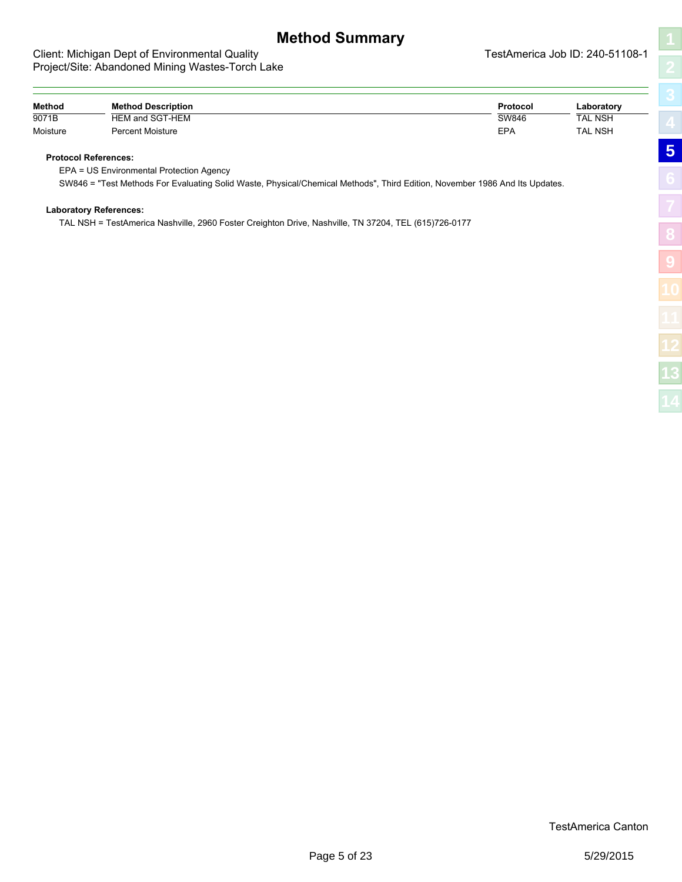# Method Summary

Client: Michigan Dept of Environmental Quality
Project/Site: Abandoned Mining Wastes-Torch Lake

TestAmerica Job ID: 240-51108-1

| Method | Method Description | Protocol | Laboratory |
|---|---|---|---|
| 9071B | HEM and SGT-HEM | SW846 | TAL NSH |
| Moisture | Percent Moisture | EPA | TAL NSH |

**Protocol References:**

EPA = US Environmental Protection Agency

SW846 = "Test Methods For Evaluating Solid Waste, Physical/Chemical Methods", Third Edition, November 1986 And Its Updates.

**Laboratory References:**

TAL NSH = TestAmerica Nashville, 2960 Foster Creighton Drive, Nashville, TN 37204, TEL (615)726-0177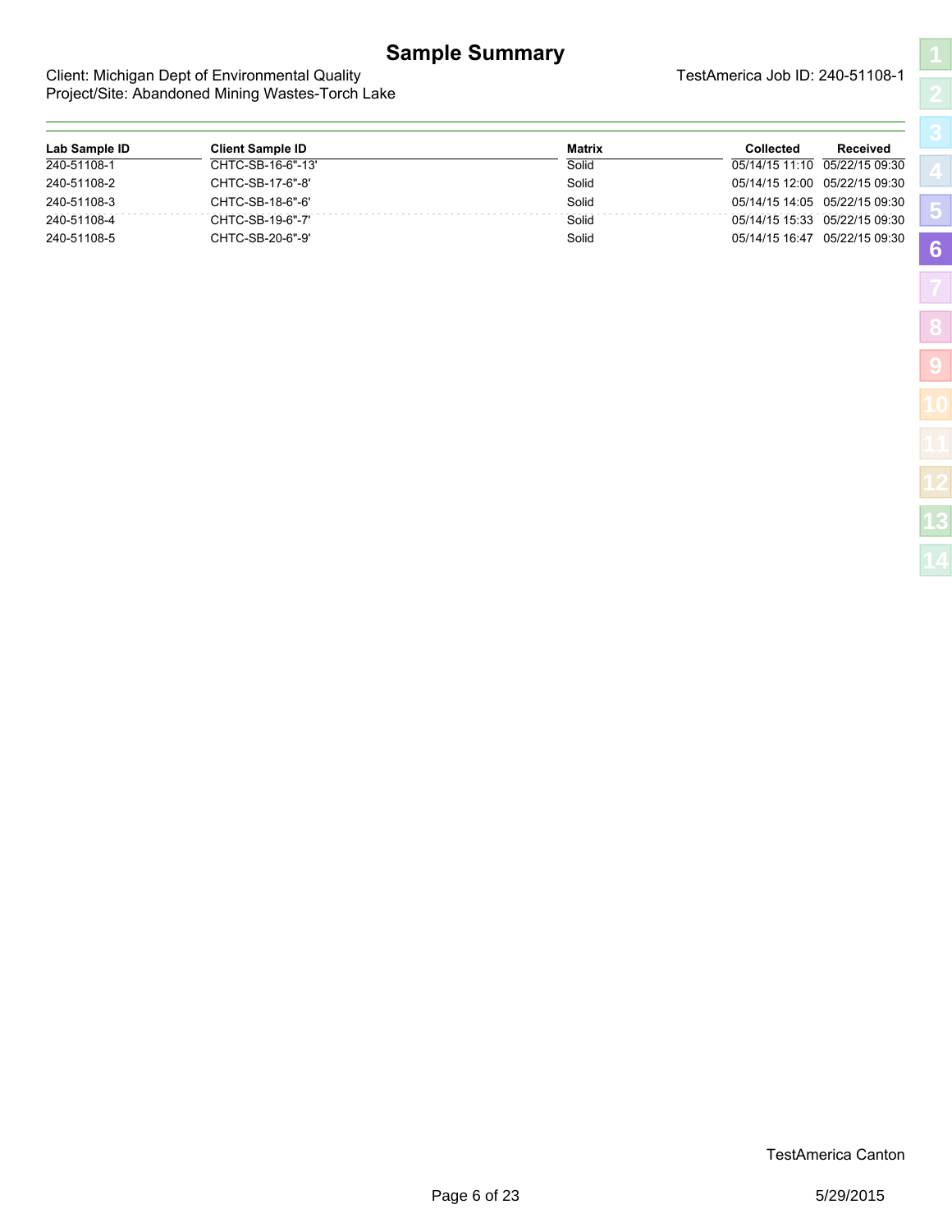# Sample Summary

Client: Michigan Dept of Environmental Quality
Project/Site: Abandoned Mining Wastes-Torch Lake

TestAmerica Job ID: 240-51108-1

| Lab Sample ID | Client Sample ID | Matrix | Collected | Received |
|---|---|---|---|---|
| 240-51108-1 | CHTC-SB-16-6"-13' | Solid | 05/14/15 11:10 | 05/22/15 09:30 |
| 240-51108-2 | CHTC-SB-17-6"-8' | Solid | 05/14/15 12:00 | 05/22/15 09:30 |
| 240-51108-3 | CHTC-SB-18-6"-6' | Solid | 05/14/15 14:05 | 05/22/15 09:30 |
| 240-51108-4 | CHTC-SB-19-6"-7' | Solid | 05/14/15 15:33 | 05/22/15 09:30 |
| 240-51108-5 | CHTC-SB-20-6"-9' | Solid | 05/14/15 16:47 | 05/22/15 09:30 |

TestAmerica Canton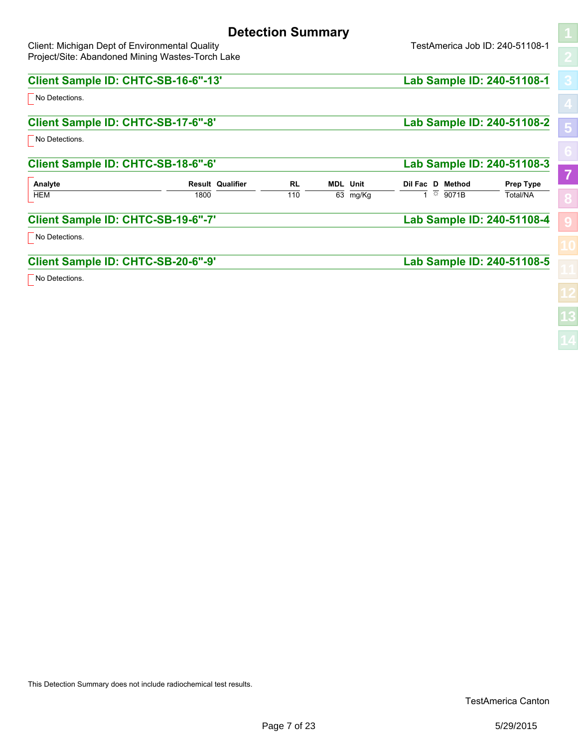# Detection Summary

Client: Michigan Dept of Environmental Quality
Project/Site: Abandoned Mining Wastes-Torch Lake

TestAmerica Job ID: 240-51108-1

## Client Sample ID: CHTC-SB-16-6"-13' — Lab Sample ID: 240-51108-1

No Detections.

## Client Sample ID: CHTC-SB-17-6"-8' — Lab Sample ID: 240-51108-2

No Detections.

## Client Sample ID: CHTC-SB-18-6"-6' — Lab Sample ID: 240-51108-3

| Analyte | Result | Qualifier | RL | MDL | Unit | Dil Fac | D | Method | Prep Type |
|---|---|---|---|---|---|---|---|---|---|
| HEM | 1800 | | 110 | 63 | mg/Kg | 1 | ☼ | 9071B | Total/NA |

## Client Sample ID: CHTC-SB-19-6"-7' — Lab Sample ID: 240-51108-4

No Detections.

## Client Sample ID: CHTC-SB-20-6"-9' — Lab Sample ID: 240-51108-5

No Detections.

This Detection Summary does not include radiochemical test results.

TestAmerica Canton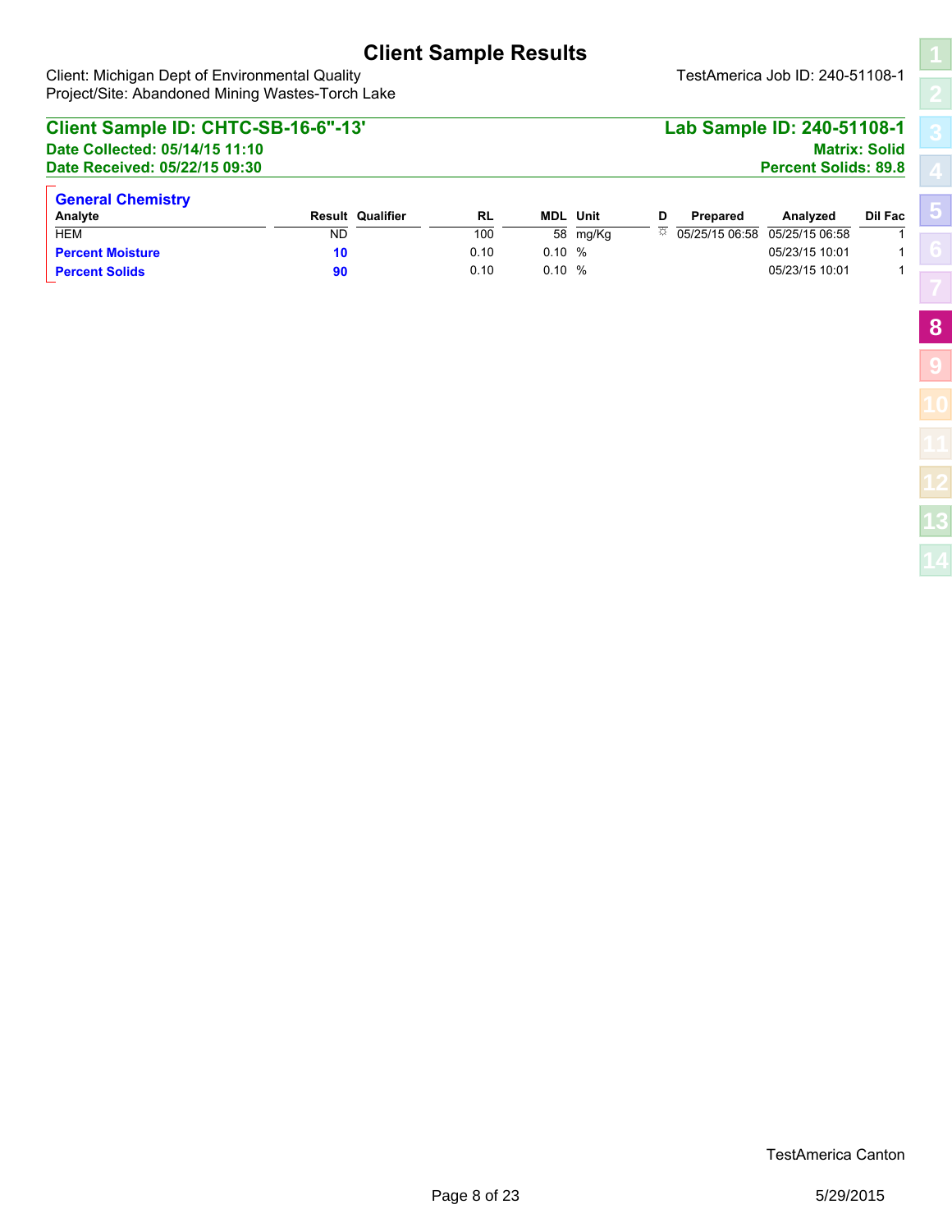# Client Sample Results

Client: Michigan Dept of Environmental Quality
Project/Site: Abandoned Mining Wastes-Torch Lake

TestAmerica Job ID: 240-51108-1

## Client Sample ID: CHTC-SB-16-6"-13'

**Lab Sample ID: 240-51108-1**

**Date Collected: 05/14/15 11:10**
**Date Received: 05/22/15 09:30**

**Matrix: Solid**
**Percent Solids: 89.8**

### General Chemistry

| Analyte | Result | Qualifier | RL | MDL | Unit | D | Prepared | Analyzed | Dil Fac |
|---|---|---|---|---|---|---|---|---|---|
| HEM | ND | | 100 | 58 | mg/Kg | ☼ | 05/25/15 06:58 | 05/25/15 06:58 | 1 |
| **Percent Moisture** | **10** | | 0.10 | 0.10 | % | | | 05/23/15 10:01 | 1 |
| **Percent Solids** | **90** | | 0.10 | 0.10 | % | | | 05/23/15 10:01 | 1 |

TestAmerica Canton

5/29/2015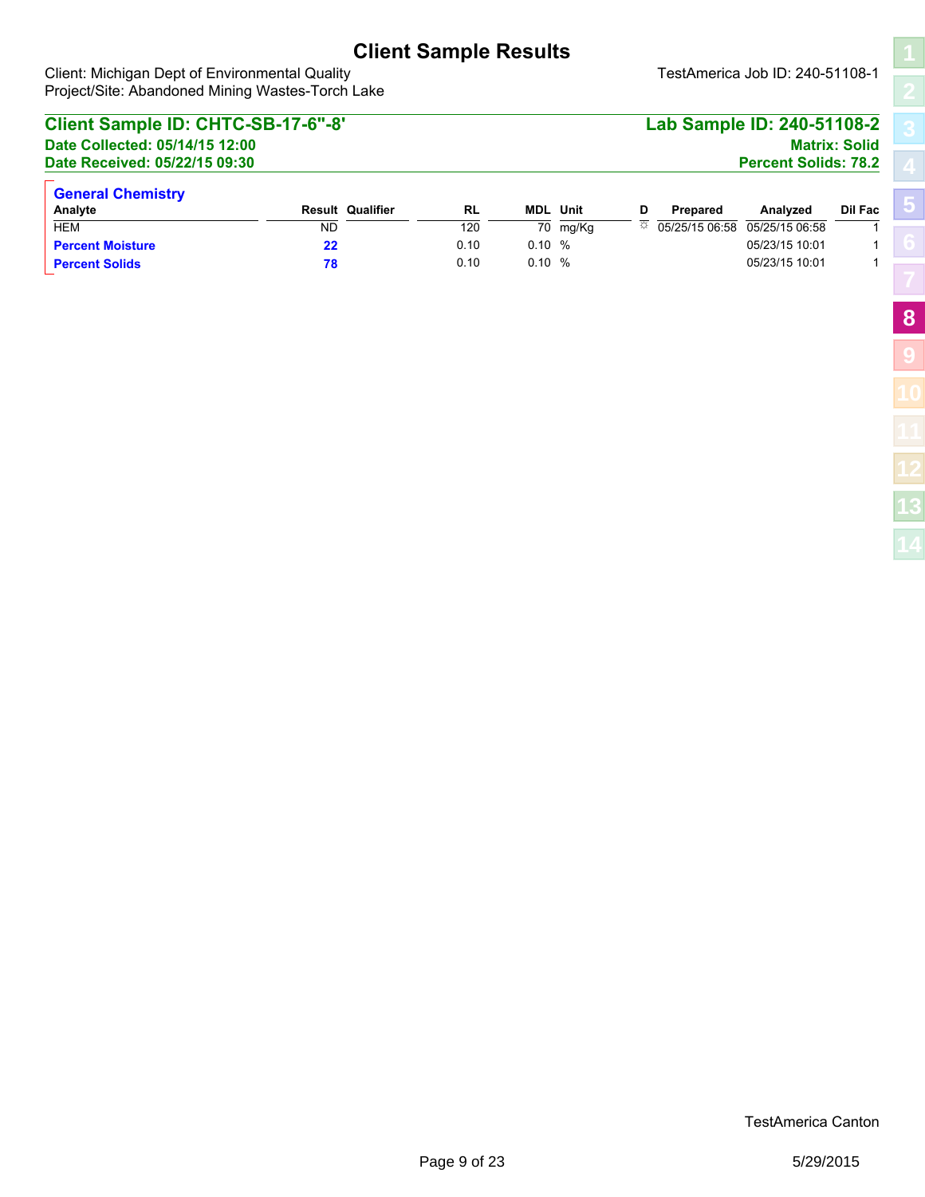# Client Sample Results

Client: Michigan Dept of Environmental Quality
Project/Site: Abandoned Mining Wastes-Torch Lake

TestAmerica Job ID: 240-51108-1

## Client Sample ID: CHTC-SB-17-6"-8'

**Lab Sample ID: 240-51108-2**

**Date Collected: 05/14/15 12:00**
**Date Received: 05/22/15 09:30**

**Matrix: Solid**
**Percent Solids: 78.2**

### General Chemistry

| Analyte | Result | Qualifier | RL | MDL | Unit | D | Prepared | Analyzed | Dil Fac |
|---|---|---|---|---|---|---|---|---|---|
| HEM | ND | | 120 | 70 | mg/Kg | ☼ | 05/25/15 06:58 | 05/25/15 06:58 | 1 |
| **Percent Moisture** | **22** | | 0.10 | 0.10 | % | | | 05/23/15 10:01 | 1 |
| **Percent Solids** | **78** | | 0.10 | 0.10 | % | | | 05/23/15 10:01 | 1 |

TestAmerica Canton

5/29/2015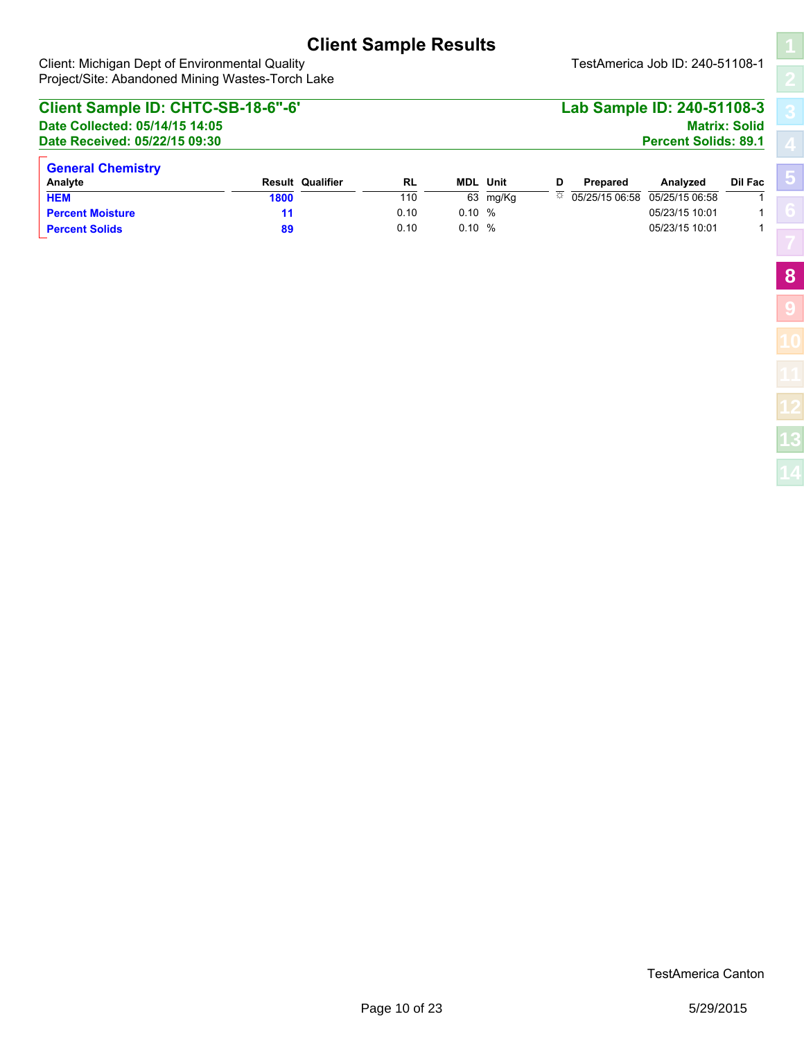# Client Sample Results

Client: Michigan Dept of Environmental Quality
Project/Site: Abandoned Mining Wastes-Torch Lake

TestAmerica Job ID: 240-51108-1

## Client Sample ID: CHTC-SB-18-6"-6'

**Lab Sample ID: 240-51108-3**

**Date Collected: 05/14/15 14:05**
**Date Received: 05/22/15 09:30**

**Matrix: Solid**
**Percent Solids: 89.1**

### General Chemistry

| Analyte | Result | Qualifier | RL | MDL | Unit | D | Prepared | Analyzed | Dil Fac |
|---|---|---|---|---|---|---|---|---|---|
| HEM | 1800 | | 110 | 63 | mg/Kg | ☼ | 05/25/15 06:58 | 05/25/15 06:58 | 1 |
| Percent Moisture | 11 | | 0.10 | 0.10 | % | | | 05/23/15 10:01 | 1 |
| Percent Solids | 89 | | 0.10 | 0.10 | % | | | 05/23/15 10:01 | 1 |

TestAmerica Canton

5/29/2015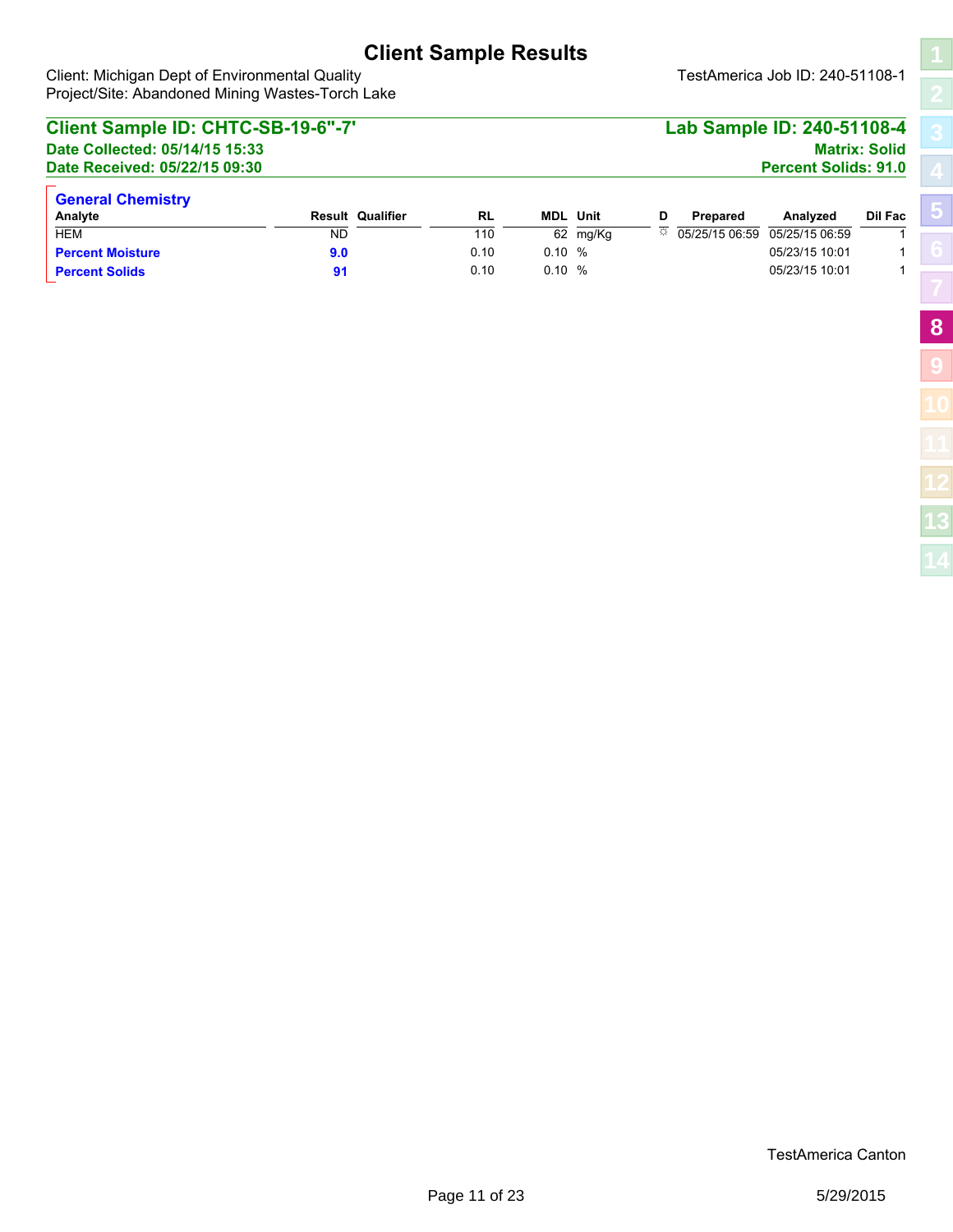# Client Sample Results

Client: Michigan Dept of Environmental Quality
Project/Site: Abandoned Mining Wastes-Torch Lake

TestAmerica Job ID: 240-51108-1

## Client Sample ID: CHTC-SB-19-6"-7'

**Lab Sample ID: 240-51108-4**

**Date Collected: 05/14/15 15:33**
**Date Received: 05/22/15 09:30**

**Matrix: Solid**
**Percent Solids: 91.0**

### General Chemistry

| Analyte | Result | Qualifier | RL | MDL | Unit | D | Prepared | Analyzed | Dil Fac |
|---|---|---|---|---|---|---|---|---|---|
| HEM | ND | | 110 | 62 | mg/Kg | ☼ | 05/25/15 06:59 | 05/25/15 06:59 | 1 |
| **Percent Moisture** | **9.0** | | 0.10 | 0.10 | % | | | 05/23/15 10:01 | 1 |
| **Percent Solids** | **91** | | 0.10 | 0.10 | % | | | 05/23/15 10:01 | 1 |

TestAmerica Canton

5/29/2015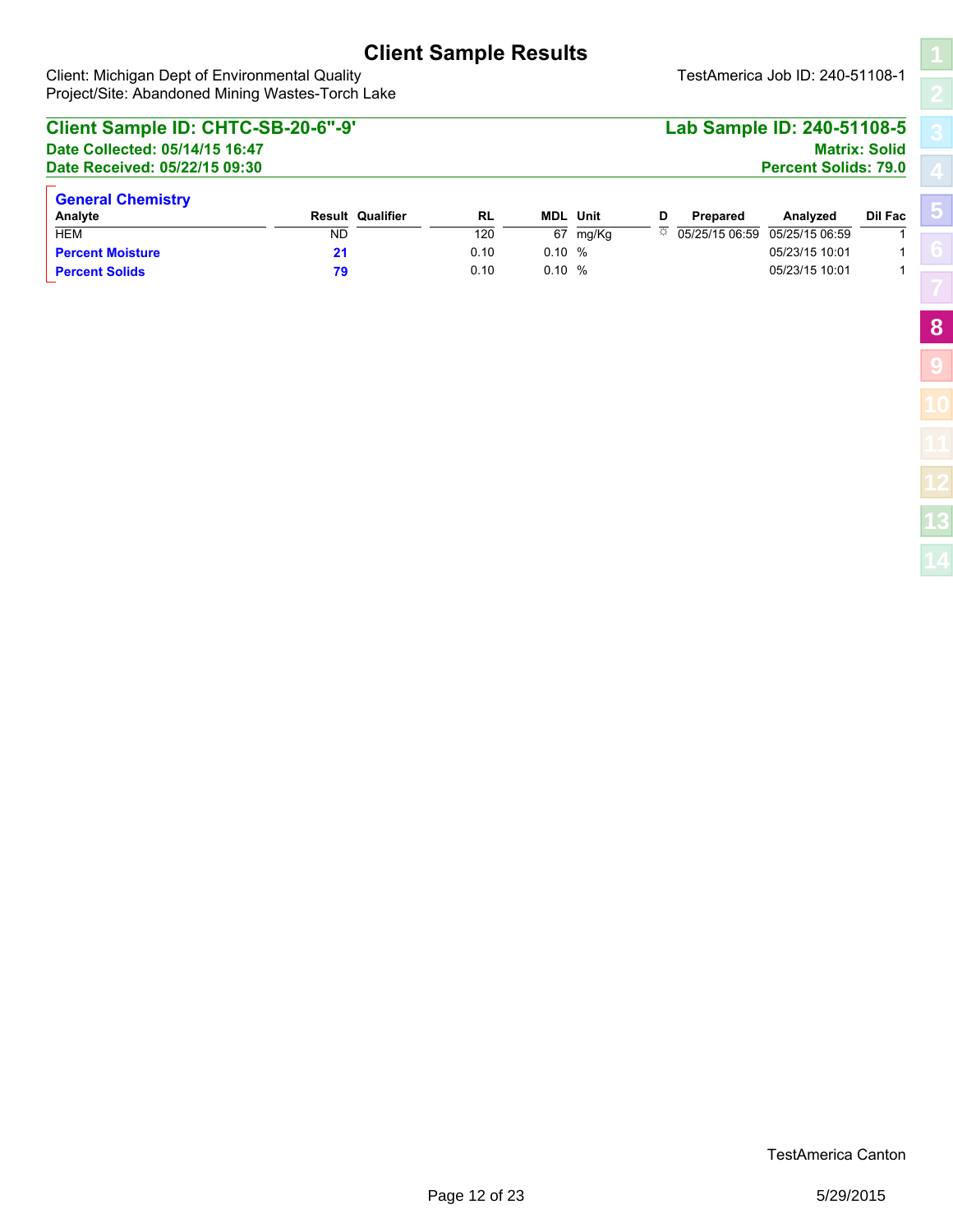# Client Sample Results

Client: Michigan Dept of Environmental Quality
Project/Site: Abandoned Mining Wastes-Torch Lake

TestAmerica Job ID: 240-51108-1

## Client Sample ID: CHTC-SB-20-6"-9'

**Lab Sample ID: 240-51108-5**

**Date Collected: 05/14/15 16:47**
**Date Received: 05/22/15 09:30**

**Matrix: Solid**
**Percent Solids: 79.0**

### General Chemistry

| Analyte | Result | Qualifier | RL | MDL | Unit | D | Prepared | Analyzed | Dil Fac |
|---|---|---|---|---|---|---|---|---|---|
| HEM | ND | | 120 | 67 | mg/Kg | ☼ | 05/25/15 06:59 | 05/25/15 06:59 | 1 |
| **Percent Moisture** | **21** | | 0.10 | 0.10 | % | | | 05/23/15 10:01 | 1 |
| **Percent Solids** | **79** | | 0.10 | 0.10 | % | | | 05/23/15 10:01 | 1 |

TestAmerica Canton

5/29/2015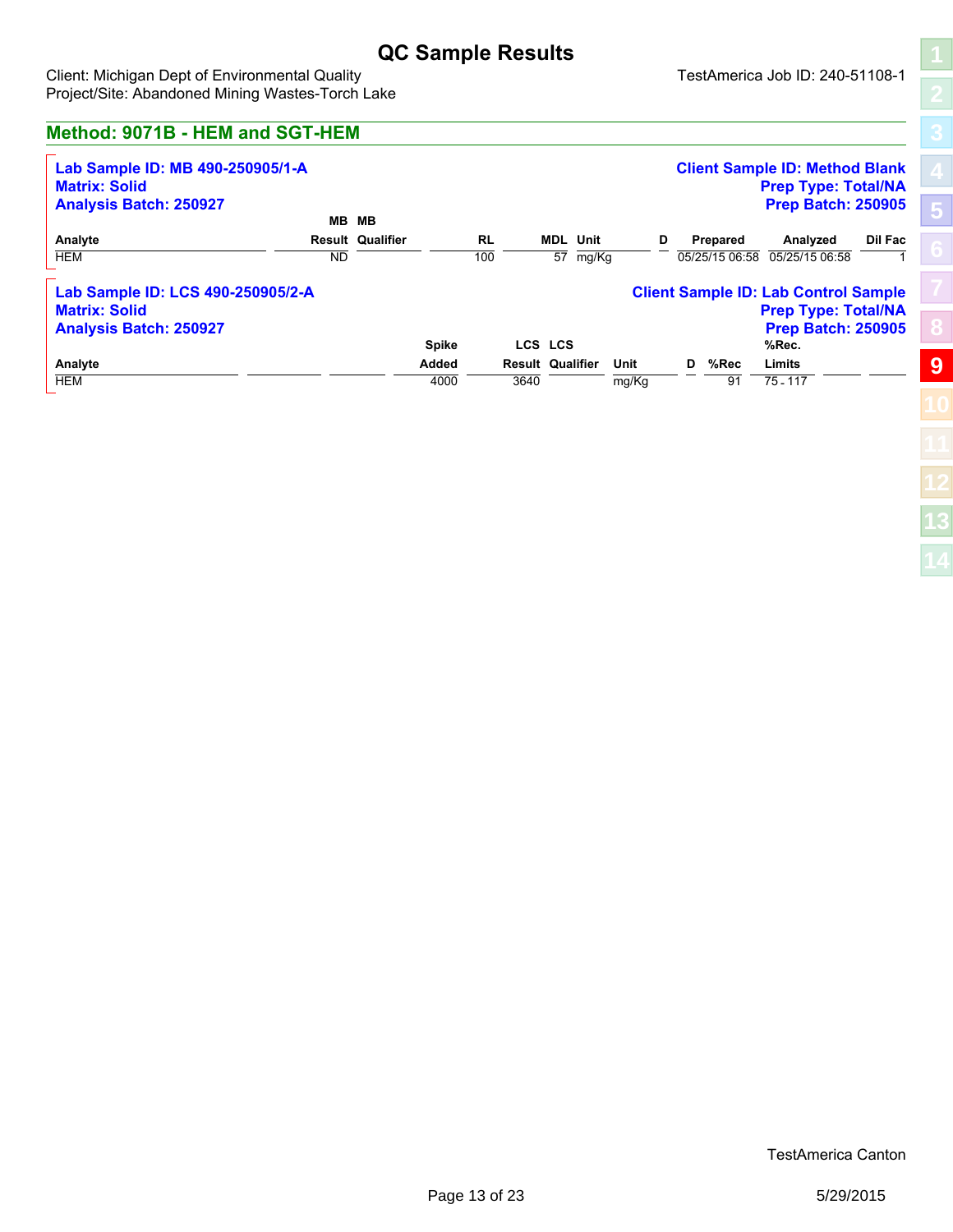# QC Sample Results

Client: Michigan Dept of Environmental Quality
Project/Site: Abandoned Mining Wastes-Torch Lake

TestAmerica Job ID: 240-51108-1

## Method: 9071B - HEM and SGT-HEM

**Lab Sample ID: MB 490-250905/1-A**
**Matrix: Solid**
**Analysis Batch: 250927**

**Client Sample ID: Method Blank**
**Prep Type: Total/NA**
**Prep Batch: 250905**

| Analyte | MB Result | MB Qualifier | RL | MDL | Unit | D | Prepared | Analyzed | Dil Fac |
|---|---|---|---|---|---|---|---|---|---|
| HEM | ND | | 100 | 57 | mg/Kg | | 05/25/15 06:58 | 05/25/15 06:58 | 1 |

**Lab Sample ID: LCS 490-250905/2-A**
**Matrix: Solid**
**Analysis Batch: 250927**

**Client Sample ID: Lab Control Sample**
**Prep Type: Total/NA**
**Prep Batch: 250905**

| Analyte | Spike Added | LCS Result | LCS Qualifier | Unit | D | %Rec | %Rec. Limits |
|---|---|---|---|---|---|---|---|
| HEM | 4000 | 3640 | | mg/Kg | | 91 | 75 - 117 |

TestAmerica Canton

5/29/2015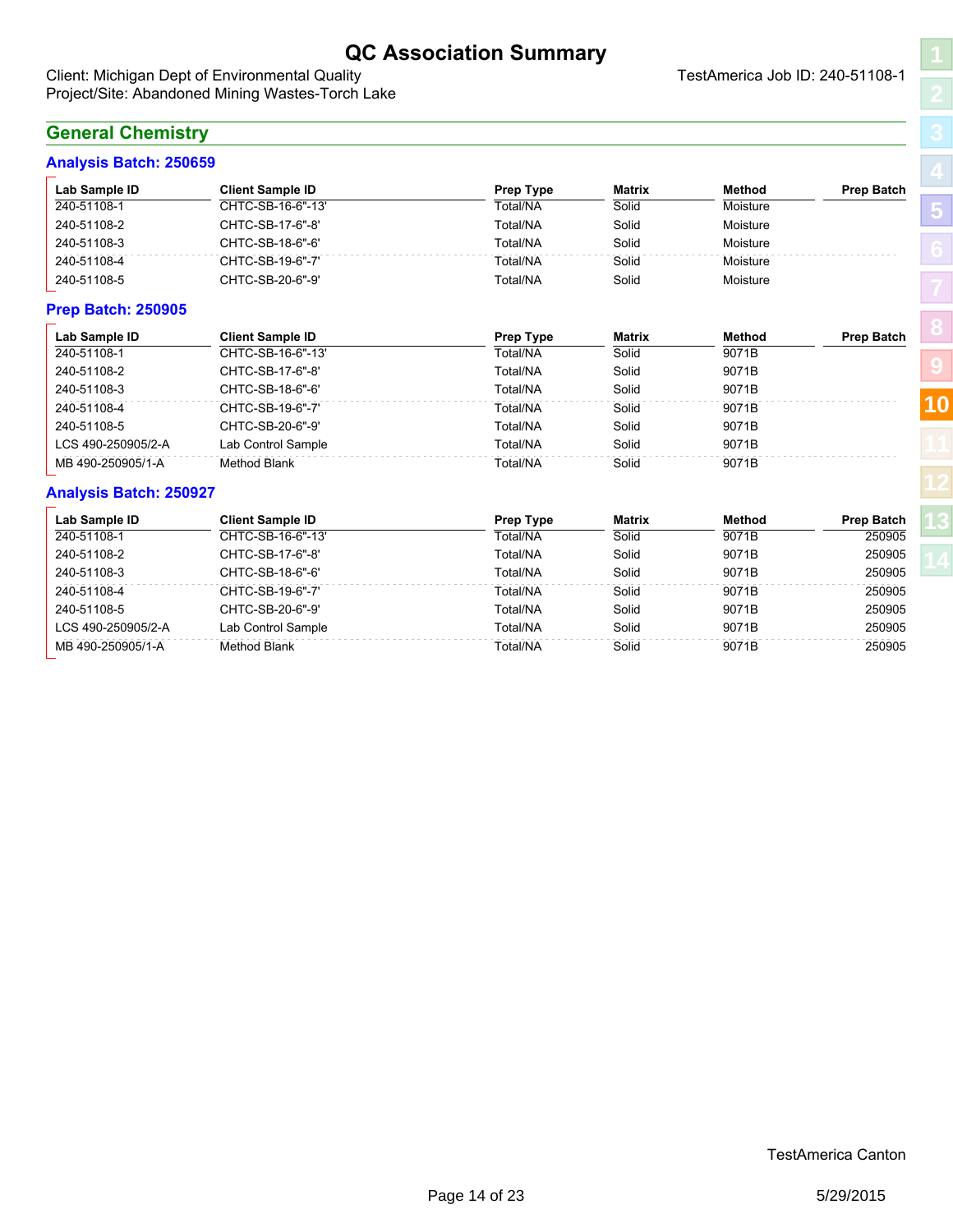# QC Association Summary

Client: Michigan Dept of Environmental Quality
Project/Site: Abandoned Mining Wastes-Torch Lake

TestAmerica Job ID: 240-51108-1

## General Chemistry

### Analysis Batch: 250659

| Lab Sample ID | Client Sample ID | Prep Type | Matrix | Method | Prep Batch |
|---|---|---|---|---|---|
| 240-51108-1 | CHTC-SB-16-6"-13' | Total/NA | Solid | Moisture | |
| 240-51108-2 | CHTC-SB-17-6"-8' | Total/NA | Solid | Moisture | |
| 240-51108-3 | CHTC-SB-18-6"-6' | Total/NA | Solid | Moisture | |
| 240-51108-4 | CHTC-SB-19-6"-7' | Total/NA | Solid | Moisture | |
| 240-51108-5 | CHTC-SB-20-6"-9' | Total/NA | Solid | Moisture | |

### Prep Batch: 250905

| Lab Sample ID | Client Sample ID | Prep Type | Matrix | Method | Prep Batch |
|---|---|---|---|---|---|
| 240-51108-1 | CHTC-SB-16-6"-13' | Total/NA | Solid | 9071B | |
| 240-51108-2 | CHTC-SB-17-6"-8' | Total/NA | Solid | 9071B | |
| 240-51108-3 | CHTC-SB-18-6"-6' | Total/NA | Solid | 9071B | |
| 240-51108-4 | CHTC-SB-19-6"-7' | Total/NA | Solid | 9071B | |
| 240-51108-5 | CHTC-SB-20-6"-9' | Total/NA | Solid | 9071B | |
| LCS 490-250905/2-A | Lab Control Sample | Total/NA | Solid | 9071B | |
| MB 490-250905/1-A | Method Blank | Total/NA | Solid | 9071B | |

### Analysis Batch: 250927

| Lab Sample ID | Client Sample ID | Prep Type | Matrix | Method | Prep Batch |
|---|---|---|---|---|---|
| 240-51108-1 | CHTC-SB-16-6"-13' | Total/NA | Solid | 9071B | 250905 |
| 240-51108-2 | CHTC-SB-17-6"-8' | Total/NA | Solid | 9071B | 250905 |
| 240-51108-3 | CHTC-SB-18-6"-6' | Total/NA | Solid | 9071B | 250905 |
| 240-51108-4 | CHTC-SB-19-6"-7' | Total/NA | Solid | 9071B | 250905 |
| 240-51108-5 | CHTC-SB-20-6"-9' | Total/NA | Solid | 9071B | 250905 |
| LCS 490-250905/2-A | Lab Control Sample | Total/NA | Solid | 9071B | 250905 |
| MB 490-250905/1-A | Method Blank | Total/NA | Solid | 9071B | 250905 |

TestAmerica Canton

5/29/2015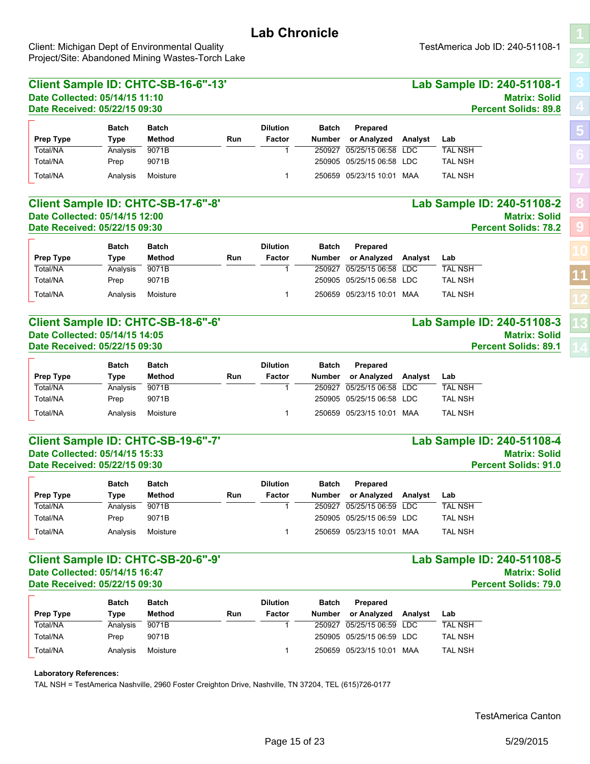# Lab Chronicle

Client: Michigan Dept of Environmental Quality
Project/Site: Abandoned Mining Wastes-Torch Lake

TestAmerica Job ID: 240-51108-1

## Client Sample ID: CHTC-SB-16-6"-13'

**Lab Sample ID: 240-51108-1**

**Date Collected: 05/14/15 11:10**
**Date Received: 05/22/15 09:30**

**Matrix: Solid**
**Percent Solids: 89.8**

| Prep Type | Batch Type | Batch Method | Run | Dilution Factor | Batch Number | Prepared or Analyzed | Analyst | Lab |
|---|---|---|---|---|---|---|---|---|
| Total/NA | Analysis | 9071B | | 1 | 250927 | 05/25/15 06:58 | LDC | TAL NSH |
| Total/NA | Prep | 9071B | | | 250905 | 05/25/15 06:58 | LDC | TAL NSH |
| Total/NA | Analysis | Moisture | | 1 | 250659 | 05/23/15 10:01 | MAA | TAL NSH |

## Client Sample ID: CHTC-SB-17-6"-8'

**Lab Sample ID: 240-51108-2**

**Date Collected: 05/14/15 12:00**
**Date Received: 05/22/15 09:30**

**Matrix: Solid**
**Percent Solids: 78.2**

| Prep Type | Batch Type | Batch Method | Run | Dilution Factor | Batch Number | Prepared or Analyzed | Analyst | Lab |
|---|---|---|---|---|---|---|---|---|
| Total/NA | Analysis | 9071B | | 1 | 250927 | 05/25/15 06:58 | LDC | TAL NSH |
| Total/NA | Prep | 9071B | | | 250905 | 05/25/15 06:58 | LDC | TAL NSH |
| Total/NA | Analysis | Moisture | | 1 | 250659 | 05/23/15 10:01 | MAA | TAL NSH |

## Client Sample ID: CHTC-SB-18-6"-6'

**Lab Sample ID: 240-51108-3**

**Date Collected: 05/14/15 14:05**
**Date Received: 05/22/15 09:30**

**Matrix: Solid**
**Percent Solids: 89.1**

| Prep Type | Batch Type | Batch Method | Run | Dilution Factor | Batch Number | Prepared or Analyzed | Analyst | Lab |
|---|---|---|---|---|---|---|---|---|
| Total/NA | Analysis | 9071B | | 1 | 250927 | 05/25/15 06:58 | LDC | TAL NSH |
| Total/NA | Prep | 9071B | | | 250905 | 05/25/15 06:58 | LDC | TAL NSH |
| Total/NA | Analysis | Moisture | | 1 | 250659 | 05/23/15 10:01 | MAA | TAL NSH |

## Client Sample ID: CHTC-SB-19-6"-7'

**Lab Sample ID: 240-51108-4**

**Date Collected: 05/14/15 15:33**
**Date Received: 05/22/15 09:30**

**Matrix: Solid**
**Percent Solids: 91.0**

| Prep Type | Batch Type | Batch Method | Run | Dilution Factor | Batch Number | Prepared or Analyzed | Analyst | Lab |
|---|---|---|---|---|---|---|---|---|
| Total/NA | Analysis | 9071B | | 1 | 250927 | 05/25/15 06:59 | LDC | TAL NSH |
| Total/NA | Prep | 9071B | | | 250905 | 05/25/15 06:59 | LDC | TAL NSH |
| Total/NA | Analysis | Moisture | | 1 | 250659 | 05/23/15 10:01 | MAA | TAL NSH |

## Client Sample ID: CHTC-SB-20-6"-9'

**Lab Sample ID: 240-51108-5**

**Date Collected: 05/14/15 16:47**
**Date Received: 05/22/15 09:30**

**Matrix: Solid**
**Percent Solids: 79.0**

| Prep Type | Batch Type | Batch Method | Run | Dilution Factor | Batch Number | Prepared or Analyzed | Analyst | Lab |
|---|---|---|---|---|---|---|---|---|
| Total/NA | Analysis | 9071B | | 1 | 250927 | 05/25/15 06:59 | LDC | TAL NSH |
| Total/NA | Prep | 9071B | | | 250905 | 05/25/15 06:59 | LDC | TAL NSH |
| Total/NA | Analysis | Moisture | | 1 | 250659 | 05/23/15 10:01 | MAA | TAL NSH |

**Laboratory References:**

TAL NSH = TestAmerica Nashville, 2960 Foster Creighton Drive, Nashville, TN 37204, TEL (615)726-0177

TestAmerica Canton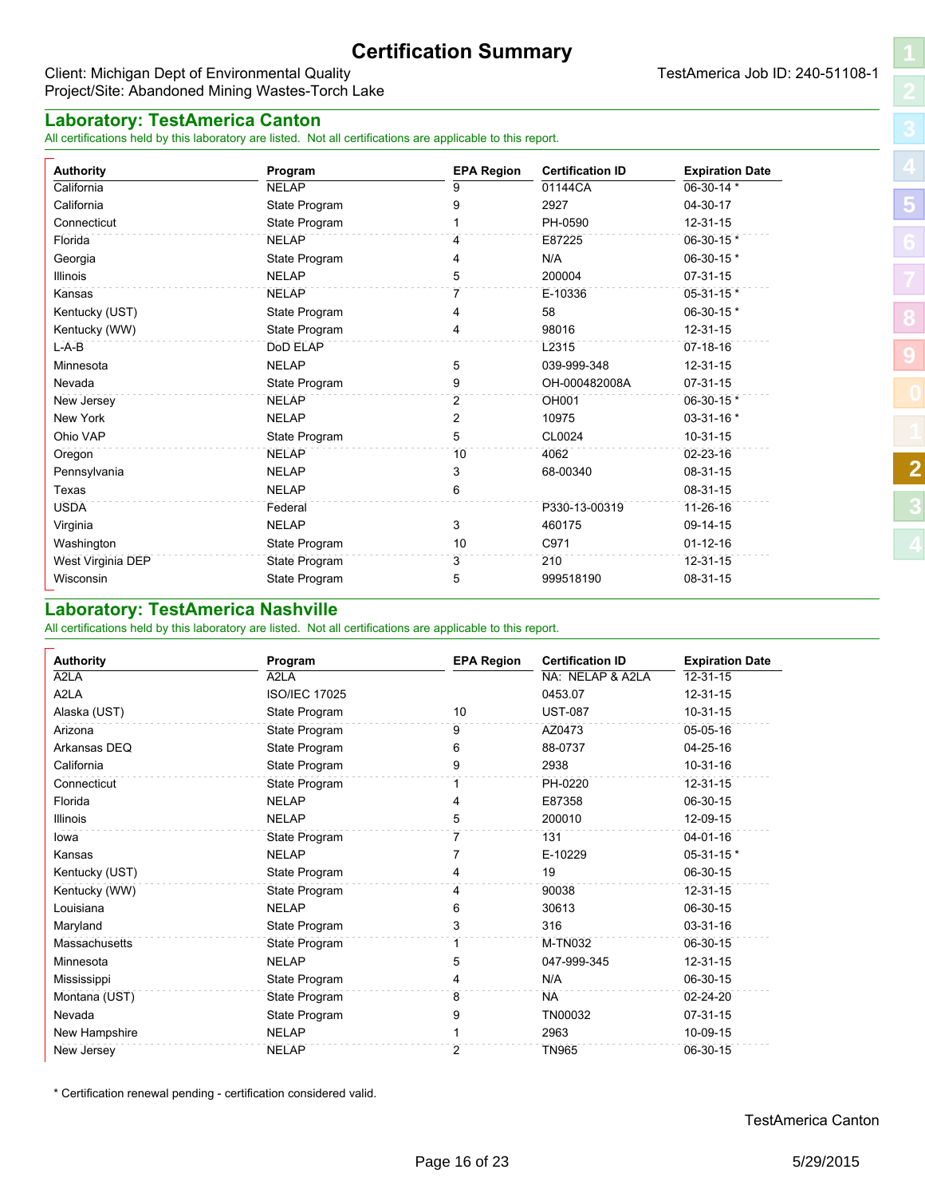# Certification Summary

Client: Michigan Dept of Environmental Quality
Project/Site: Abandoned Mining Wastes-Torch Lake

TestAmerica Job ID: 240-51108-1

## Laboratory: TestAmerica Canton

All certifications held by this laboratory are listed. Not all certifications are applicable to this report.

| Authority | Program | EPA Region | Certification ID | Expiration Date |
|---|---|---|---|---|
| California | NELAP | 9 | 01144CA | 06-30-14 * |
| California | State Program | 9 | 2927 | 04-30-17 |
| Connecticut | State Program | 1 | PH-0590 | 12-31-15 |
| Florida | NELAP | 4 | E87225 | 06-30-15 * |
| Georgia | State Program | 4 | N/A | 06-30-15 * |
| Illinois | NELAP | 5 | 200004 | 07-31-15 |
| Kansas | NELAP | 7 | E-10336 | 05-31-15 * |
| Kentucky (UST) | State Program | 4 | 58 | 06-30-15 * |
| Kentucky (WW) | State Program | 4 | 98016 | 12-31-15 |
| L-A-B | DoD ELAP | | L2315 | 07-18-16 |
| Minnesota | NELAP | 5 | 039-999-348 | 12-31-15 |
| Nevada | State Program | 9 | OH-000482008A | 07-31-15 |
| New Jersey | NELAP | 2 | OH001 | 06-30-15 * |
| New York | NELAP | 2 | 10975 | 03-31-16 * |
| Ohio VAP | State Program | 5 | CL0024 | 10-31-15 |
| Oregon | NELAP | 10 | 4062 | 02-23-16 |
| Pennsylvania | NELAP | 3 | 68-00340 | 08-31-15 |
| Texas | NELAP | 6 | | 08-31-15 |
| USDA | Federal | | P330-13-00319 | 11-26-16 |
| Virginia | NELAP | 3 | 460175 | 09-14-15 |
| Washington | State Program | 10 | C971 | 01-12-16 |
| West Virginia DEP | State Program | 3 | 210 | 12-31-15 |
| Wisconsin | State Program | 5 | 999518190 | 08-31-15 |

## Laboratory: TestAmerica Nashville

All certifications held by this laboratory are listed. Not all certifications are applicable to this report.

| Authority | Program | EPA Region | Certification ID | Expiration Date |
|---|---|---|---|---|
| A2LA | A2LA | | NA: NELAP & A2LA | 12-31-15 |
| A2LA | ISO/IEC 17025 | | 0453.07 | 12-31-15 |
| Alaska (UST) | State Program | 10 | UST-087 | 10-31-15 |
| Arizona | State Program | 9 | AZ0473 | 05-05-16 |
| Arkansas DEQ | State Program | 6 | 88-0737 | 04-25-16 |
| California | State Program | 9 | 2938 | 10-31-16 |
| Connecticut | State Program | 1 | PH-0220 | 12-31-15 |
| Florida | NELAP | 4 | E87358 | 06-30-15 |
| Illinois | NELAP | 5 | 200010 | 12-09-15 |
| Iowa | State Program | 7 | 131 | 04-01-16 |
| Kansas | NELAP | 7 | E-10229 | 05-31-15 * |
| Kentucky (UST) | State Program | 4 | 19 | 06-30-15 |
| Kentucky (WW) | State Program | 4 | 90038 | 12-31-15 |
| Louisiana | NELAP | 6 | 30613 | 06-30-15 |
| Maryland | State Program | 3 | 316 | 03-31-16 |
| Massachusetts | State Program | 1 | M-TN032 | 06-30-15 |
| Minnesota | NELAP | 5 | 047-999-345 | 12-31-15 |
| Mississippi | State Program | 4 | N/A | 06-30-15 |
| Montana (UST) | State Program | 8 | NA | 02-24-20 |
| Nevada | State Program | 9 | TN00032 | 07-31-15 |
| New Hampshire | NELAP | 1 | 2963 | 10-09-15 |
| New Jersey | NELAP | 2 | TN965 | 06-30-15 |

\* Certification renewal pending - certification considered valid.

TestAmerica Canton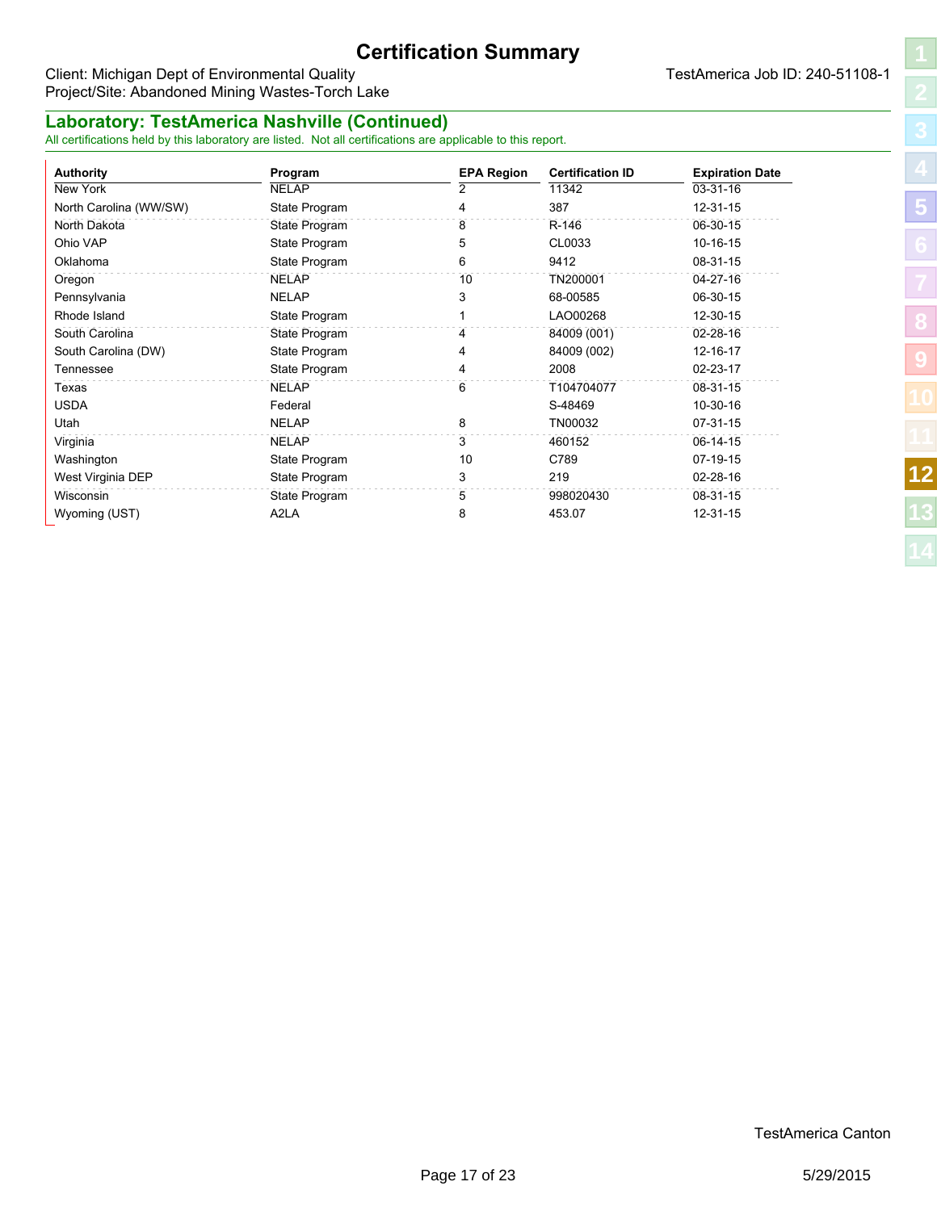# Certification Summary

Client: Michigan Dept of Environmental Quality
Project/Site: Abandoned Mining Wastes-Torch Lake

TestAmerica Job ID: 240-51108-1

## Laboratory: TestAmerica Nashville (Continued)

All certifications held by this laboratory are listed. Not all certifications are applicable to this report.

| Authority | Program | EPA Region | Certification ID | Expiration Date |
|---|---|---|---|---|
| New York | NELAP | 2 | 11342 | 03-31-16 |
| North Carolina (WW/SW) | State Program | 4 | 387 | 12-31-15 |
| North Dakota | State Program | 8 | R-146 | 06-30-15 |
| Ohio VAP | State Program | 5 | CL0033 | 10-16-15 |
| Oklahoma | State Program | 6 | 9412 | 08-31-15 |
| Oregon | NELAP | 10 | TN200001 | 04-27-16 |
| Pennsylvania | NELAP | 3 | 68-00585 | 06-30-15 |
| Rhode Island | State Program | 1 | LAO00268 | 12-30-15 |
| South Carolina | State Program | 4 | 84009 (001) | 02-28-16 |
| South Carolina (DW) | State Program | 4 | 84009 (002) | 12-16-17 |
| Tennessee | State Program | 4 | 2008 | 02-23-17 |
| Texas | NELAP | 6 | T104704077 | 08-31-15 |
| USDA | Federal | | S-48469 | 10-30-16 |
| Utah | NELAP | 8 | TN00032 | 07-31-15 |
| Virginia | NELAP | 3 | 460152 | 06-14-15 |
| Washington | State Program | 10 | C789 | 07-19-15 |
| West Virginia DEP | State Program | 3 | 219 | 02-28-16 |
| Wisconsin | State Program | 5 | 998020430 | 08-31-15 |
| Wyoming (UST) | A2LA | 8 | 453.07 | 12-31-15 |

TestAmerica Canton

5/29/2015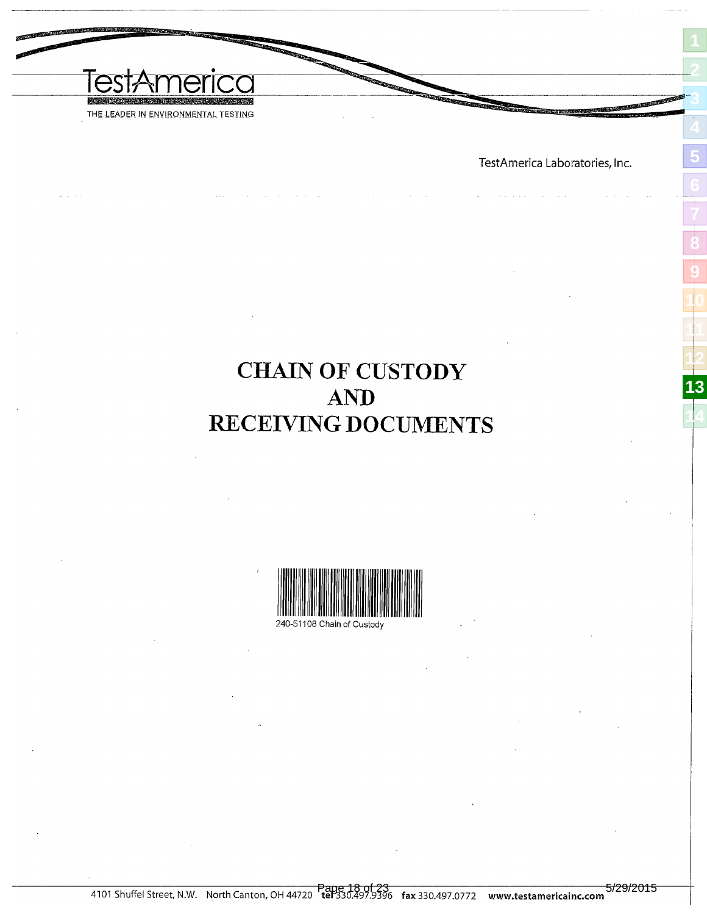TestAmerica

THE LEADER IN ENVIRONMENTAL TESTING

TestAmerica Laboratories, Inc.

# CHAIN OF CUSTODY
# AND
# RECEIVING DOCUMENTS

240-51108 Chain of Custody

4101 Shuffel Street, N.W. North Canton, OH 44720 tel 330.497.9396 fax 330.497.0772 www.testamericainc.com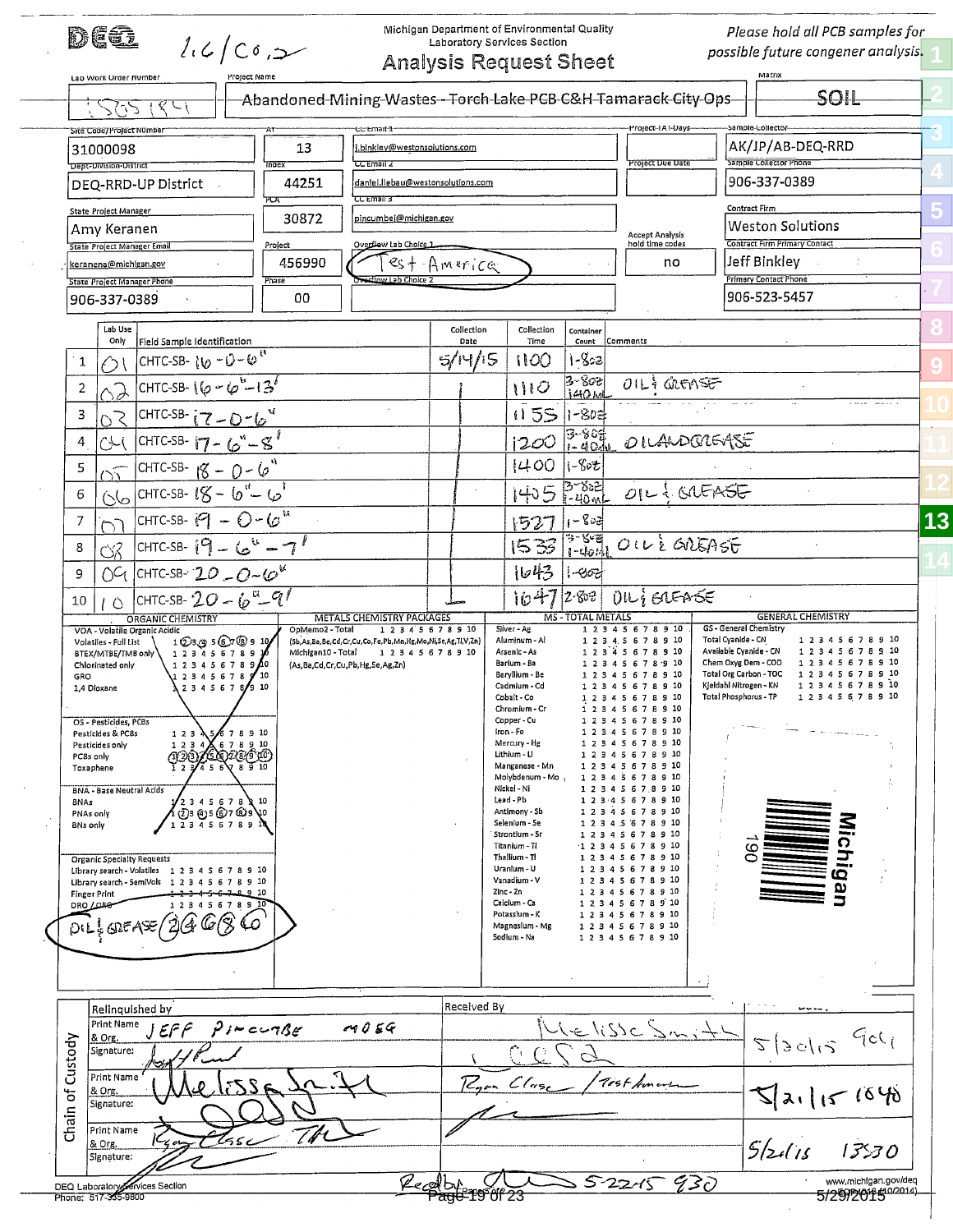DEQ 1.6/CO,2

Michigan Department of Environmental Quality
Laboratory Services Section
**Analysis Request Sheet**

*Please hold all PCB samples for possible future congener analysis.*

| Lab Work Order Number | Project Name | Matrix |
|---|---|---|
| 1505184 | Abandoned Mining Wastes - Torch Lake PCB C&H Tamarack City Ops | SOIL |

| Field | Value |
|---|---|
| Site Code/Project Number | 31000098 |
| AY | 13 |
| CC Email 1 | j.binkley@westonsolutions.com |
| Project TAT-Days | |
| Sample Collector | AK/JP/AB-DEQ-RRD |
| Dept-Division-District | DEQ-RRD-UP District |
| Index | 44251 |
| CC Email 2 | daniel.liebau@westonsolutions.com |
| Project Due Date | |
| Sample Collector Phone | 906-337-0389 |
| State Project Manager | Amy Keranen |
| PCA | 30872 |
| CC Email 3 | pincumbej@michigan.gov |
| Contract Firm | Weston Solutions |
| State Project Manager Email | keranena@michigan.gov |
| Project | 456990 |
| Overflow Lab Choice 1 | Test America |
| Accept Analysis hold time codes | no |
| Contract Firm Primary Contact | Jeff Binkley |
| State Project Manager Phone | 906-337-0389 |
| Phase | 00 |
| Overflow Lab Choice 2 | |
| Primary Contact Phone | 906-523-5457 |

| | Lab Use Only | Field Sample Identification | Collection Date | Collection Time | Container Count | Comments |
|---|---|---|---|---|---|---|
| 1 | 01 | CHTC-SB-16-0-6" | 5/14/15 | 1100 | 1-8oz | |
| 2 | 02 | CHTC-SB-16-6"-13' | | 1110 | 3-8oz 1-40mL | OIL & GREASE |
| 3 | 03 | CHTC-SB-17-0-6" | | 1155 | 1-8oz | |
| 4 | 04 | CHTC-SB-17-6"-8' | | 1200 | 3-8oz 1-40mL | OIL AND GREASE |
| 5 | 05 | CHTC-SB-18-0-6" | | 1400 | 1-8oz | |
| 6 | 06 | CHTC-SB-18-6"-6' | | 1405 | 3-8oz 1-40mL | OIL & GREASE |
| 7 | 07 | CHTC-SB-19-0-6" | | 1527 | 1-8oz | |
| 8 | 08 | CHTC-SB-19-6"-7' | | 1533 | 3-8oz 1-40mL | OIL & GREASE |
| 9 | 09 | CHTC-SB-20-0-6" | | 1643 | 1-8oz | |
| 10 | 10 | CHTC-SB-20-6"-9' | | 1647 | 2-8oz | OIL & GREASE |

**ORGANIC CHEMISTRY**

- VOA - Volatile Organic Acidic
  - Volatiles - Full List: 1 2 3 4 5 6 7 8 9 10 (2, 4, 6, 8 circled)
  - BTEX/MTBE/TMB only: 1 2 3 4 5 6 7 8 9 10
  - Chlorinated only: 1 2 3 4 5 6 7 8 9 10
  - GRO: 1 2 3 4 5 6 7 8 9 10
  - 1,4 Dioxane: 1 2 3 4 5 6 7 8 9 10
- OS - Pesticides, PCBs
  - Pesticides & PCBs: 1 2 3 4 5 6 7 8 9 10
  - Pesticides only: 1 2 3 4 5 6 7 8 9 10
  - PCBs only: 1 2 3 4 5 6 7 8 9 10 (all circled)
  - Toxaphene: 1 2 3 4 5 6 7 8 9 10
- BNA - Base Neutral Acids
  - BNAs: 1 2 3 4 5 6 7 8 9 10
  - PNAs only: 1 2 3 4 5 6 7 8 9 10 (2, 4, 6, 8 circled)
  - BNs only: 1 2 3 4 5 6 7 8 9 10
- Organic Specialty Requests
  - Library search - Volatiles: 1 2 3 4 5 6 7 8 9 10
  - Library search - SemiVols: 1 2 3 4 5 6 7 8 9 10
  - Finger Print: 1 2 3 4 5 6 7 8 9 10
  - DRO / ORO: 1 2 3 4 5 6 7 8 9 10
  - OIL & GREASE: 2 4 6 8 10

**METALS CHEMISTRY PACKAGES**

- OpMemo2 - Total (Sb,As,Ba,Be,Cd,Cr,Cu,Co,Fe,Pb,Mn,Hg,Mo,Ni,Se,Ag,Tl,V,Zn): 1 2 3 4 5 6 7 8 9 10
- Michigan10 - Total (As,Ba,Cd,Cr,Cu,Pb,Hg,Se,Ag,Zn): 1 2 3 4 5 6 7 8 9 10

**MS - TOTAL METALS** (each: 1 2 3 4 5 6 7 8 9 10)

Silver - Ag; Aluminum - Al; Arsenic - As; Barium - Ba; Beryllium - Be; Cadmium - Cd; Cobalt - Co; Chromium - Cr; Copper - Cu; Iron - Fe; Mercury - Hg; Lithium - Li; Manganese - Mn; Molybdenum - Mo; Nickel - Ni; Lead - Pb; Antimony - Sb; Selenium - Se; Strontium - Sr; Titanium - Ti; Thallium - Tl; Uranium - U; Vanadium - V; Zinc - Zn; Calcium - Ca; Potassium - K; Magnesium - Mg; Sodium - Na

**GENERAL CHEMISTRY** (each: 1 2 3 4 5 6 7 8 9 10)

GS - General Chemistry: Total Cyanide - CN; Available Cyanide - CN; Chem Oxyg Dem - COD; Total Org Carbon - TOC; Kjeldahl Nitrogen - KN; Total Phosphorus - TP

Michigan 190

**Chain of Custody**

| Relinquished by | Received By | Date/Time |
|---|---|---|
| Print Name & Org.: JEFF PINCUMBE MDEQ / Signature | Melissa Smith / CCSD | 5/20/15 904 |
| Print Name & Org.: Melissa Smith / Signature | Ryan Class / Test America | 5/21/15 1040 |
| Print Name & Org.: Ryan Class TA / Signature | | 5/21/15 1330 |

Rec'd by: 5-22-15 930

DEQ Laboratory Services Section
Phone: 517-335-9800

www.michigan.gov/deq
EQP4010 (10/2014)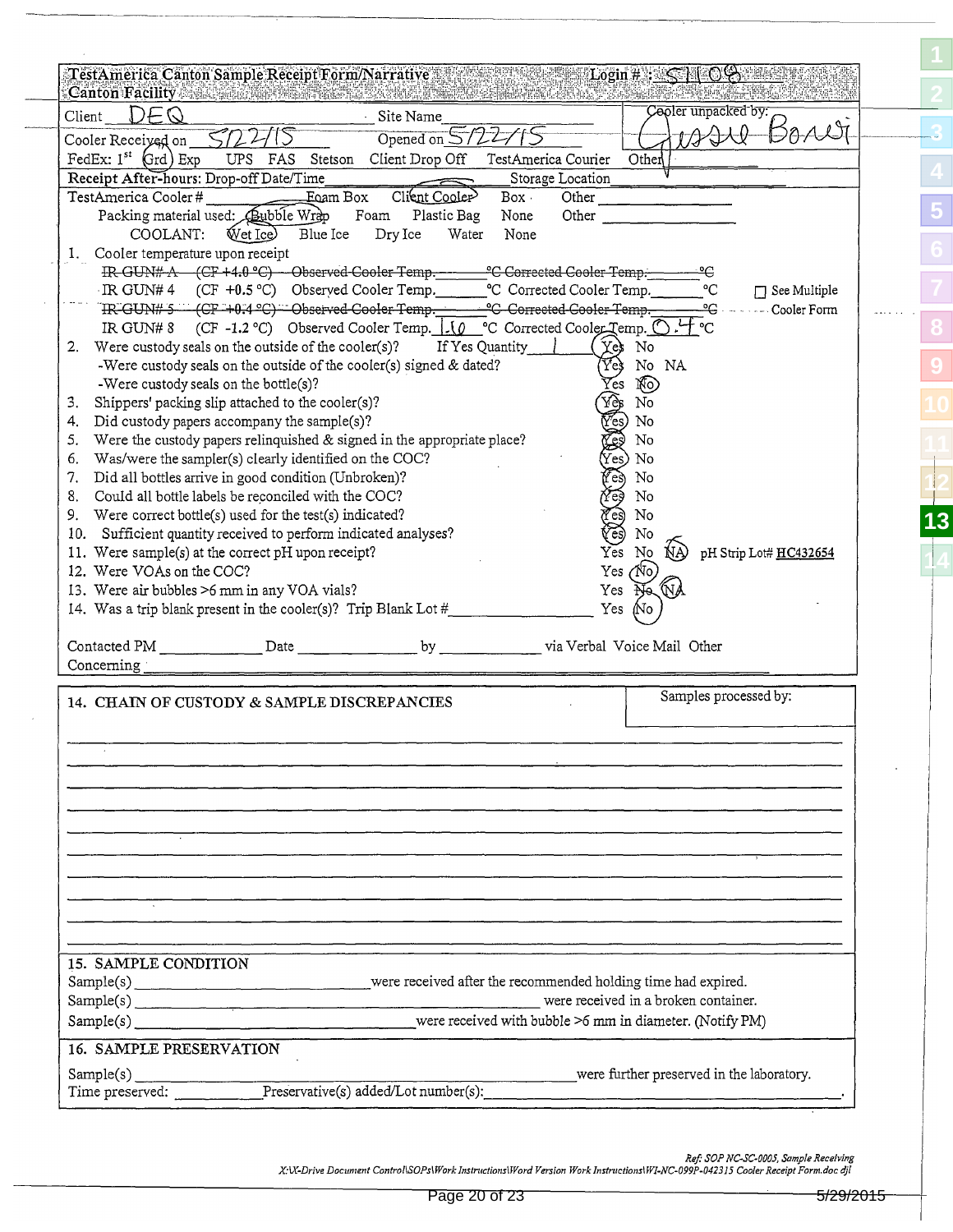**TestAmerica Canton Sample Receipt Form/Narrative** **Login # : 51108**
**Canton Facility**

Client: DEQ  Site Name: ____________  Cooler unpacked by: Jessie Bonsi

Cooler Received on 5/22/15  Opened on 5/22/15

FedEx: 1st (Grd) Exp  UPS  FAS  Stetson  Client Drop Off  TestAmerica Courier  Other ________

Receipt After-hours: Drop-off Date/Time ____________ Storage Location ____________

TestAmerica Cooler # ________ Foam Box (Client Cooler) Box  Other ________

Packing material used: (Bubble Wrap) Foam  Plastic Bag  None  Other ________

COOLANT: (Wet Ice) Blue Ice  Dry Ice  Water  None

1. Cooler temperature upon receipt
   - ~~IR GUN# A (CF +4.0 °C) Observed Cooler Temp. ______ °C Corrected Cooler Temp. ______ °C~~
   - IR GUN# 4 (CF +0.5 °C) Observed Cooler Temp. ______ °C Corrected Cooler Temp. ______ °C  ☐ See Multiple Cooler Form
   - ~~IR GUN# 5 (CF +0.4 °C) Observed Cooler Temp. ______ °C Corrected Cooler Temp. ______ °C~~
   - IR GUN# 8 (CF -1.2 °C) Observed Cooler Temp. 1.6 °C Corrected Cooler Temp. 0.4 °C

2. Were custody seals on the outside of the cooler(s)? If Yes Quantity 1 — (Yes) No
   - Were custody seals on the outside of the cooler(s) signed & dated? — (Yes) No NA
   - Were custody seals on the bottle(s)? — Yes (No)
3. Shippers' packing slip attached to the cooler(s)? — (Yes) No
4. Did custody papers accompany the sample(s)? — (Yes) No
5. Were the custody papers relinquished & signed in the appropriate place? — (Yes) No
6. Was/were the sampler(s) clearly identified on the COC? — (Yes) No
7. Did all bottles arrive in good condition (Unbroken)? — (Yes) No
8. Could all bottle labels be reconciled with the COC? — (Yes) No
9. Were correct bottle(s) used for the test(s) indicated? — (Yes) No
10. Sufficient quantity received to perform indicated analyses? — (Yes) No
11. Were sample(s) at the correct pH upon receipt? — Yes No (NA)  pH Strip Lot# HC432654
12. Were VOAs on the COC? — Yes (No)
13. Were air bubbles >6 mm in any VOA vials? — Yes ~~No~~ (NA)
14. Was a trip blank present in the cooler(s)? Trip Blank Lot # ____________ — Yes (No)

Contacted PM ____________ Date ____________ by ____________ via Verbal Voice Mail Other

Concerning ____________

**14. CHAIN OF CUSTODY & SAMPLE DISCREPANCIES**  Samples processed by:

**15. SAMPLE CONDITION**

Sample(s) ____________ were received after the recommended holding time had expired.

Sample(s) ____________ were received in a broken container.

Sample(s) ____________ were received with bubble >6 mm in diameter. (Notify PM)

**16. SAMPLE PRESERVATION**

Sample(s) ____________ were further preserved in the laboratory.

Time preserved: ____________ Preservative(s) added/Lot number(s): ____________

*Ref: SOP NC-SC-0005, Sample Receiving*
*X:\X-Drive Document Control\SOPs\Work Instructions\Word Version Work Instructions\WI-NC-099P-042315 Cooler Receipt Form.doc djl*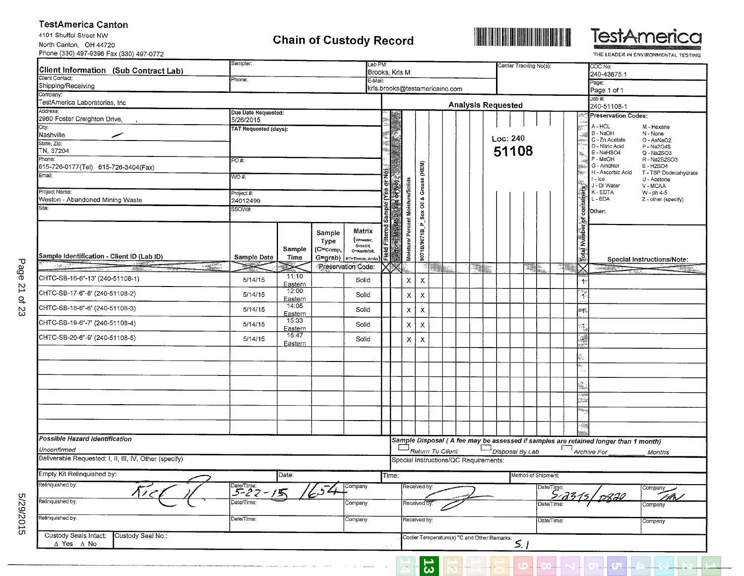**TestAmerica Canton**
4101 Shuffel Street NW
North Canton, OH 44720
Phone (330) 497-9396 Fax (330) 497-0772

# Chain of Custody Record

**TestAmerica** THE LEADER IN ENVIRONMENTAL TESTING

| Client Information (Sub Contract Lab) | Sampler: | Lab PM: Brooks, Kris M | Carrier Tracking No(s): | COC No: 240-43675.1 |
|---|---|---|---|---|
| Client Contact: Shipping/Receiving | Phone: | E-Mail: kris.brooks@testamericainc.com | | Page: Page 1 of 1 |
| Company: TestAmerica Laboratories, Inc | | | | Job #: 240-51108-1 |
| Address: 2960 Foster Creighton Drive, | Due Date Requested: 5/26/2015 | | | |
| City: Nashville | TAT Requested (days): | | | |
| State, Zip: TN, 37204 | | | | |
| Phone: 615-726-0177(Tel) 615-726-3404(Fax) | PO #: | | | |
| Email: | WO #: | | | |
| Project Name: Weston - Abandoned Mining Waste | Project #: 24012499 | | | |
| Site: | SSOW#: | | | |

**Analysis Requested**

Loc: 240
51108

**Preservation Codes:**

- A - HCL
- B - NaOH
- C - Zn Acetate
- D - Nitric Acid
- E - NaHSO4
- F - MeOH
- G - Amchlor
- H - Ascorbic Acid
- I - Ice
- J - DI Water
- K - EDTA
- L - EDA
- M - Hexane
- N - None
- O - AsNaO2
- P - Na2O4S
- Q - Na2SO3
- R - Na2S2SO3
- S - H2SO4
- T - TSP Dodecahydrate
- U - Acetone
- V - MCAA
- W - ph 4-5
- Z - other (specify)

Other:

| Sample Identification - Client ID (Lab ID) | Sample Date | Sample Time | Sample Type (C=comp, G=grab) | Matrix (W=water, S=solid, O=waste/oil, BT=Tissue, A=Air) | Field Filtered Sample (Yes or No) | Perform MS/MSD (Yes or No) | Moisture/ Percent Moisture/Solids | 9071B/9071B_P_Sox Oil & Grease (HEM) | Total Number of containers | Special Instructions/Note: |
|---|---|---|---|---|---|---|---|---|---|---|
| | | | | Preservation Code: | | | | | | |
| CHTC-SB-16-6"-13' (240-51108-1) | 5/14/15 | 11:10 Eastern | | Solid | | | X | X | 1 | |
| CHTC-SB-17-6"-8' (240-51108-2) | 5/14/15 | 12:00 Eastern | | Solid | | | X | X | 1 | |
| CHTC-SB-18-6"-6' (240-51108-3) | 5/14/15 | 14:05 Eastern | | Solid | | | X | X | | |
| CHTC-SB-19-6"-7' (240-51108-4) | 5/14/15 | 15:33 Eastern | | Solid | | | X | X | 1 | |
| CHTC-SB-20-6"-9' (240-51108-5) | 5/14/15 | 16:47 Eastern | | Solid | | | X | X | | |

*Possible Hazard Identification*
*Unconfirmed*

Deliverable Requested: I, II, III, IV, Other (specify)

*Sample Disposal ( A fee may be assessed if samples are retained longer than 1 month)*
☐ *Return To Client* ☐ *Disposal By Lab* ☐ *Archive For ______ Months*

Special Instructions/QC Requirements:

| Empty Kit Relinquished by: | Date: | Time: | Method of Shipment: |
|---|---|---|---|

| Relinquished by: | Date/Time: | Company | Received by: | Date/Time: | Company |
|---|---|---|---|---|---|
| [signature] | 5-22-15 1654 | | [signature] | 5/23/15 0820 | TAN |
| | | | | | |
| | | | | | |

Custody Seals Intact: Δ Yes Δ No | Custody Seal No.: | Cooler Temperature(s) °C and Other Remarks: 5.1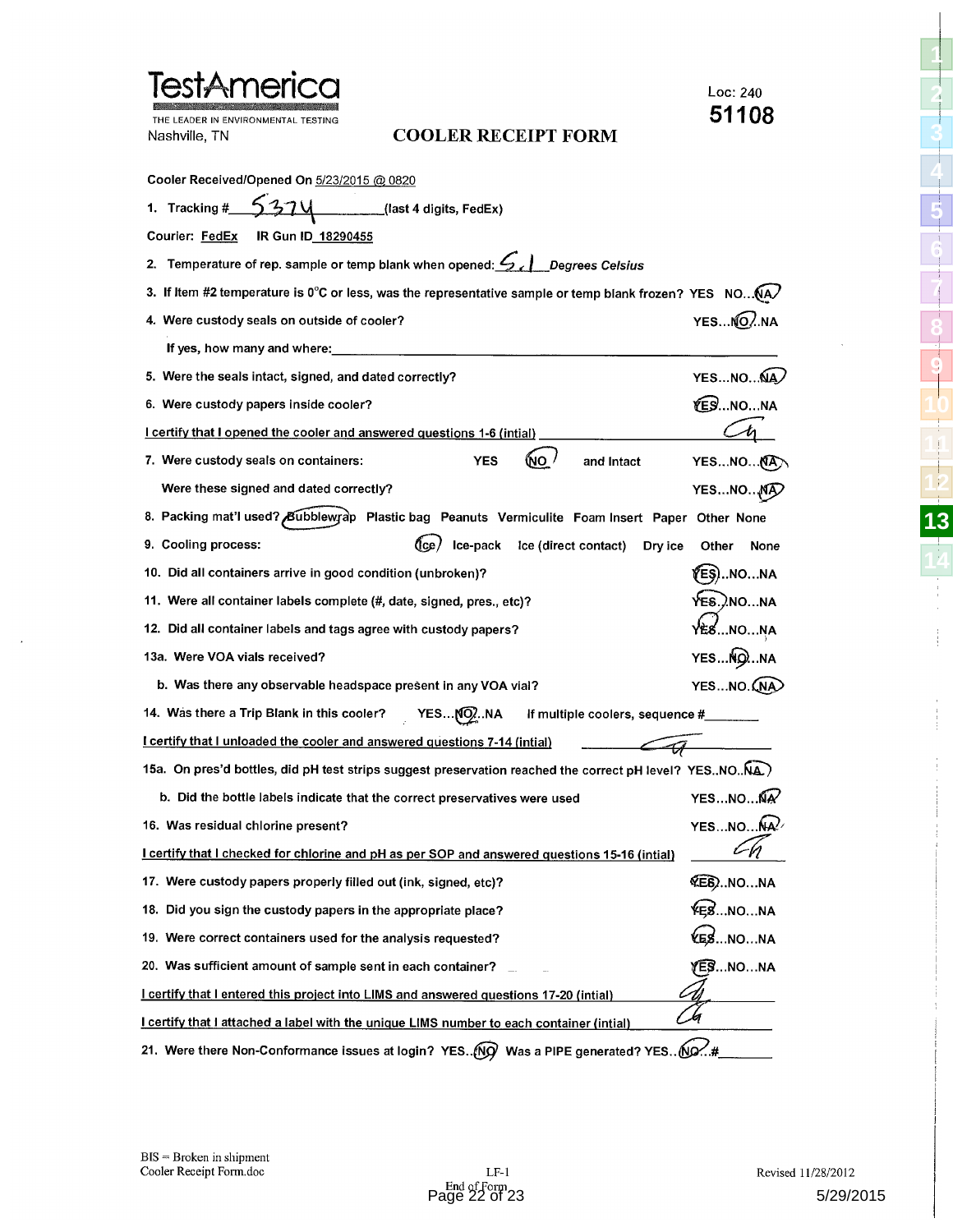TestAmerica
THE LEADER IN ENVIRONMENTAL TESTING
Nashville, TN

Loc: 240
**51108**

# COOLER RECEIPT FORM

Cooler Received/Opened On 5/23/2015 @ 0820

1. Tracking # 5374 (last 4 digits, FedEx)

Courier: FedEx IR Gun ID 18290455

2. Temperature of rep. sample or temp blank when opened: 5.1 *Degrees Celsius*
3. If Item #2 temperature is 0°C or less, was the representative sample or temp blank frozen? YES NO...(NA)
4. Were custody seals on outside of cooler? YES...(NO)..NA

   If yes, how many and where: ____________________

5. Were the seals intact, signed, and dated correctly? YES...NO...(NA)
6. Were custody papers inside cooler? (YES)...NO...NA

I certify that I opened the cooler and answered questions 1-6 (intial) ____

7. Were custody seals on containers: YES (NO) and Intact YES...NO...(NA)

   Were these signed and dated correctly? YES...NO...(NA)

8. Packing mat'l used? (Bubblewrap) Plastic bag Peanuts Vermiculite Foam Insert Paper Other None
9. Cooling process: (Ice) Ice-pack Ice (direct contact) Dry ice Other None
10. Did all containers arrive in good condition (unbroken)? (YES)..NO...NA
11. Were all container labels complete (#, date, signed, pres., etc)? (YES)..NO...NA
12. Did all container labels and tags agree with custody papers? (YES)...NO...NA

13a. Were VOA vials received? YES...(NO)...NA

b. Was there any observable headspace present in any VOA vial? YES...NO.(NA)

14. Was there a Trip Blank in this cooler? YES...(NO)..NA If multiple coolers, sequence # ______

I certify that I unloaded the cooler and answered questions 7-14 (intial) ____

15a. On pres'd bottles, did pH test strips suggest preservation reached the correct pH level? YES..NO..(NA)

b. Did the bottle labels indicate that the correct preservatives were used YES...NO...(NA)

16. Was residual chlorine present? YES...NO...(NA)

I certify that I checked for chlorine and pH as per SOP and answered questions 15-16 (intial) ____

17. Were custody papers properly filled out (ink, signed, etc)? (YES)..NO...NA
18. Did you sign the custody papers in the appropriate place? (YES)...NO...NA
19. Were correct containers used for the analysis requested? (YES)...NO...NA
20. Was sufficient amount of sample sent in each container? (YES)...NO...NA

I certify that I entered this project into LIMS and answered questions 17-20 (intial) ____

I certify that I attached a label with the unique LIMS number to each container (intial) ____

21. Were there Non-Conformance issues at login? YES..(NO) Was a PIPE generated? YES..(NO)..# ______

BIS = Broken in shipment
Cooler Receipt Form.doc

LF-1

End of Form

Revised 11/28/2012

5/29/2015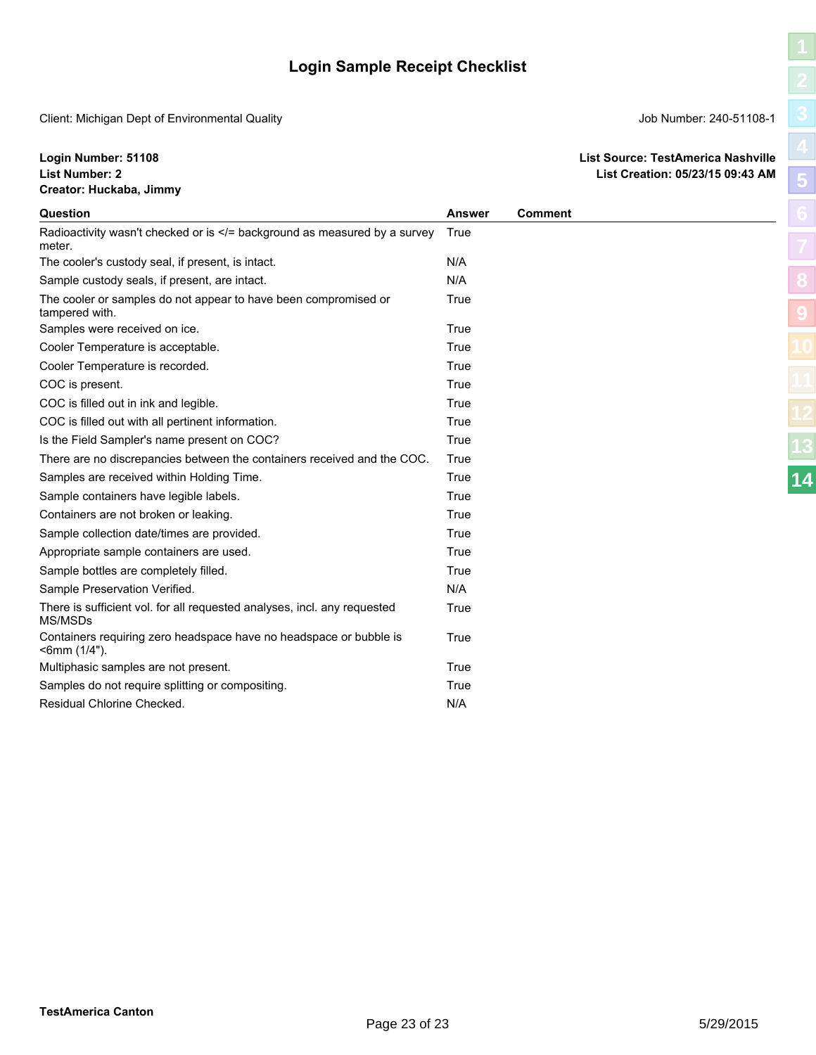# Login Sample Receipt Checklist

Client: Michigan Dept of Environmental Quality

Job Number: 240-51108-1

**Login Number: 51108**
**List Number: 2**
**Creator: Huckaba, Jimmy**

**List Source: TestAmerica Nashville**
**List Creation: 05/23/15 09:43 AM**

| Question | Answer | Comment |
| --- | --- | --- |
| Radioactivity wasn't checked or is </= background as measured by a survey meter. | True | |
| The cooler's custody seal, if present, is intact. | N/A | |
| Sample custody seals, if present, are intact. | N/A | |
| The cooler or samples do not appear to have been compromised or tampered with. | True | |
| Samples were received on ice. | True | |
| Cooler Temperature is acceptable. | True | |
| Cooler Temperature is recorded. | True | |
| COC is present. | True | |
| COC is filled out in ink and legible. | True | |
| COC is filled out with all pertinent information. | True | |
| Is the Field Sampler's name present on COC? | True | |
| There are no discrepancies between the containers received and the COC. | True | |
| Samples are received within Holding Time. | True | |
| Sample containers have legible labels. | True | |
| Containers are not broken or leaking. | True | |
| Sample collection date/times are provided. | True | |
| Appropriate sample containers are used. | True | |
| Sample bottles are completely filled. | True | |
| Sample Preservation Verified. | N/A | |
| There is sufficient vol. for all requested analyses, incl. any requested MS/MSDs | True | |
| Containers requiring zero headspace have no headspace or bubble is <6mm (1/4"). | True | |
| Multiphasic samples are not present. | True | |
| Samples do not require splitting or compositing. | True | |
| Residual Chlorine Checked. | N/A | |

**TestAmerica Canton**

5/29/2015